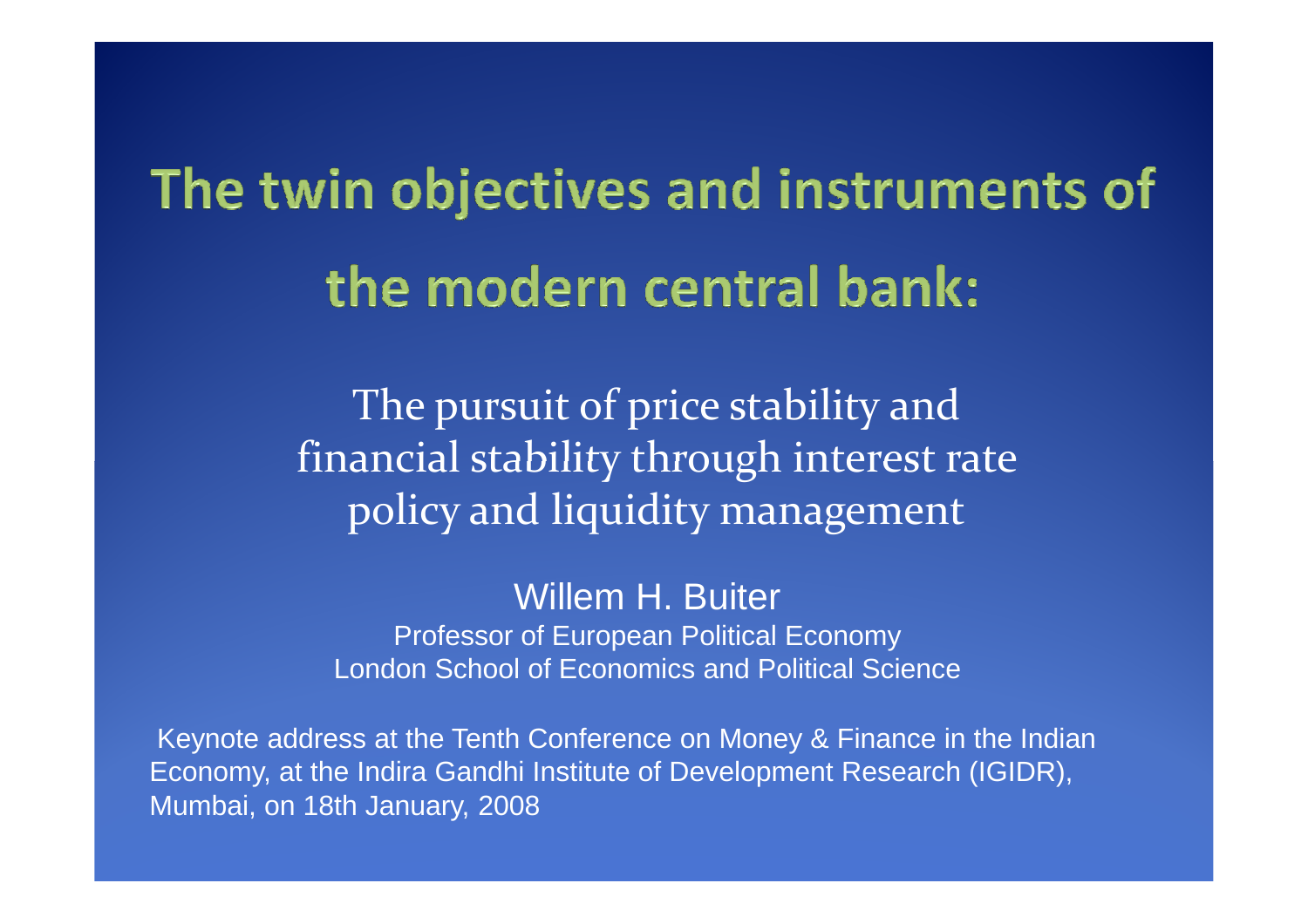# The twin objectives and instruments of the modern central bank:

## The pursuit of price stability and financial stability through interest rate policy and liquidity management

Willem H. Buiter

Professor of European Political Economy

London School of Economics and Political Science

Keynote address at the Tenth Conference on Money & Finance in the Indian Economy, at the Indira Gandhi Institute of Development Research (IGIDR), Mumbai, on 18th January, 2008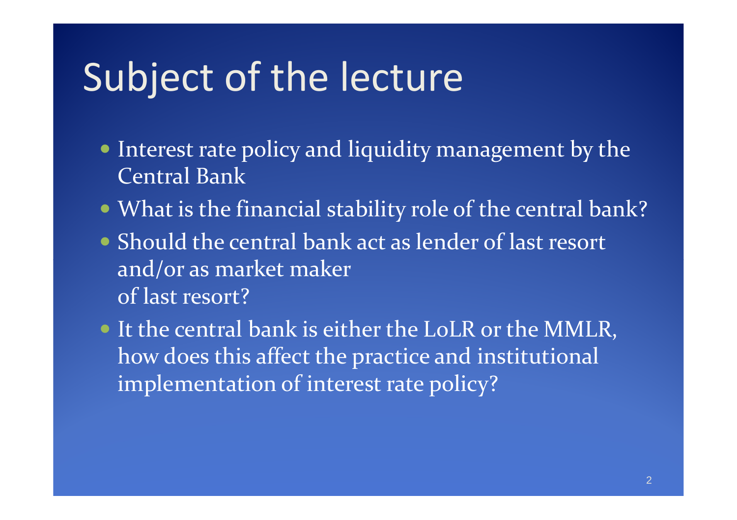# Subject of the lecture

- Interest rate policy and liquidity management by the Central Bank
- What is the financial stability role of the central bank?
- Should the central bank act as lender of last resort and/or as market maker of last resort?
- It the central bank is either the LoLR or the MMLR, how does this affect the practice and institutional implementation of interest rate policy?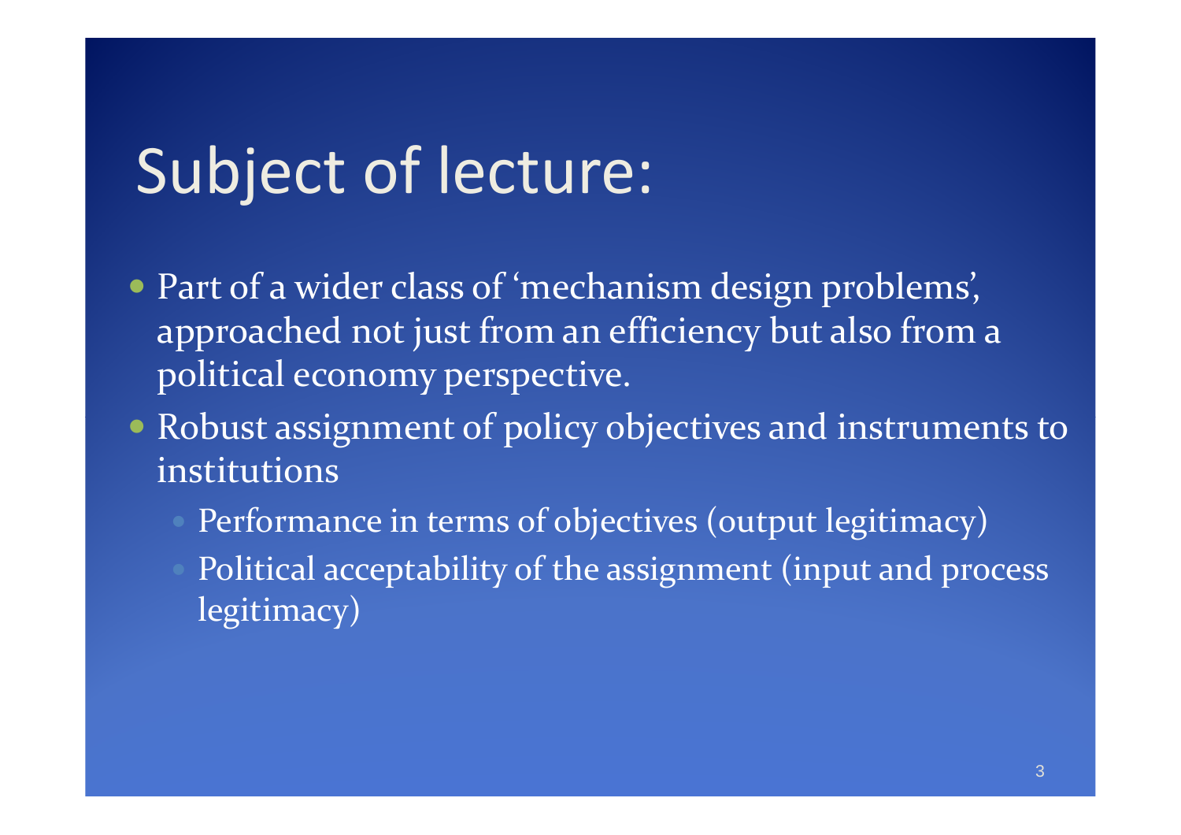# Subject of lecture:

- Part of a wider class of 'mechanism design problems', approached not just from an efficiency but also from a political economy perspective.
- Robust assignment of policy objectives and instruments to institutions
  - Performance in terms of objectives (output legitimacy)
  - Political acceptability of the assignment (input and process legitimacy)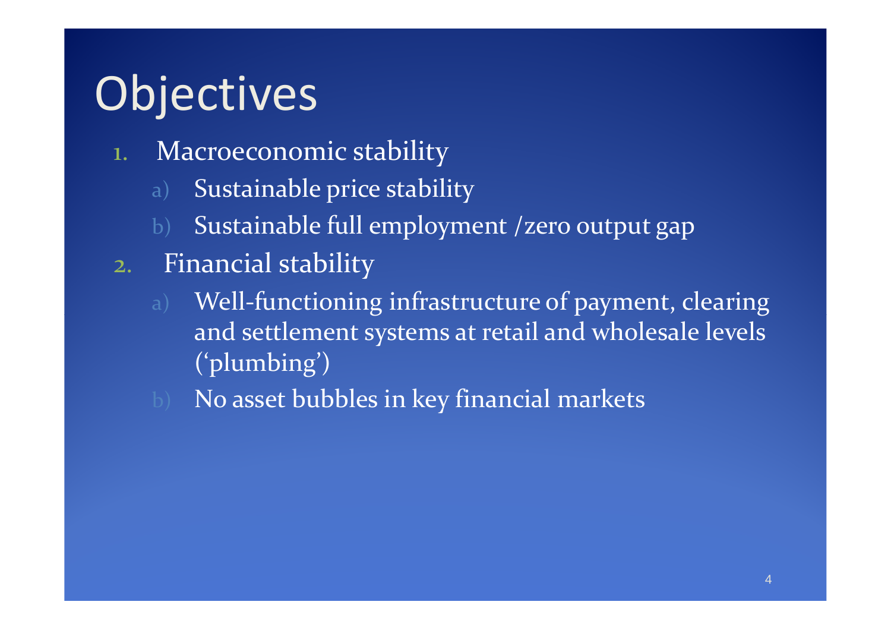# Objectives

1. Macroeconomic stability
   a) Sustainable price stability
   b) Sustainable full employment /zero output gap
2. Financial stability
   a) Well-functioning infrastructure of payment, clearing and settlement systems at retail and wholesale levels (‘plumbing’)
   b) No asset bubbles in key financial markets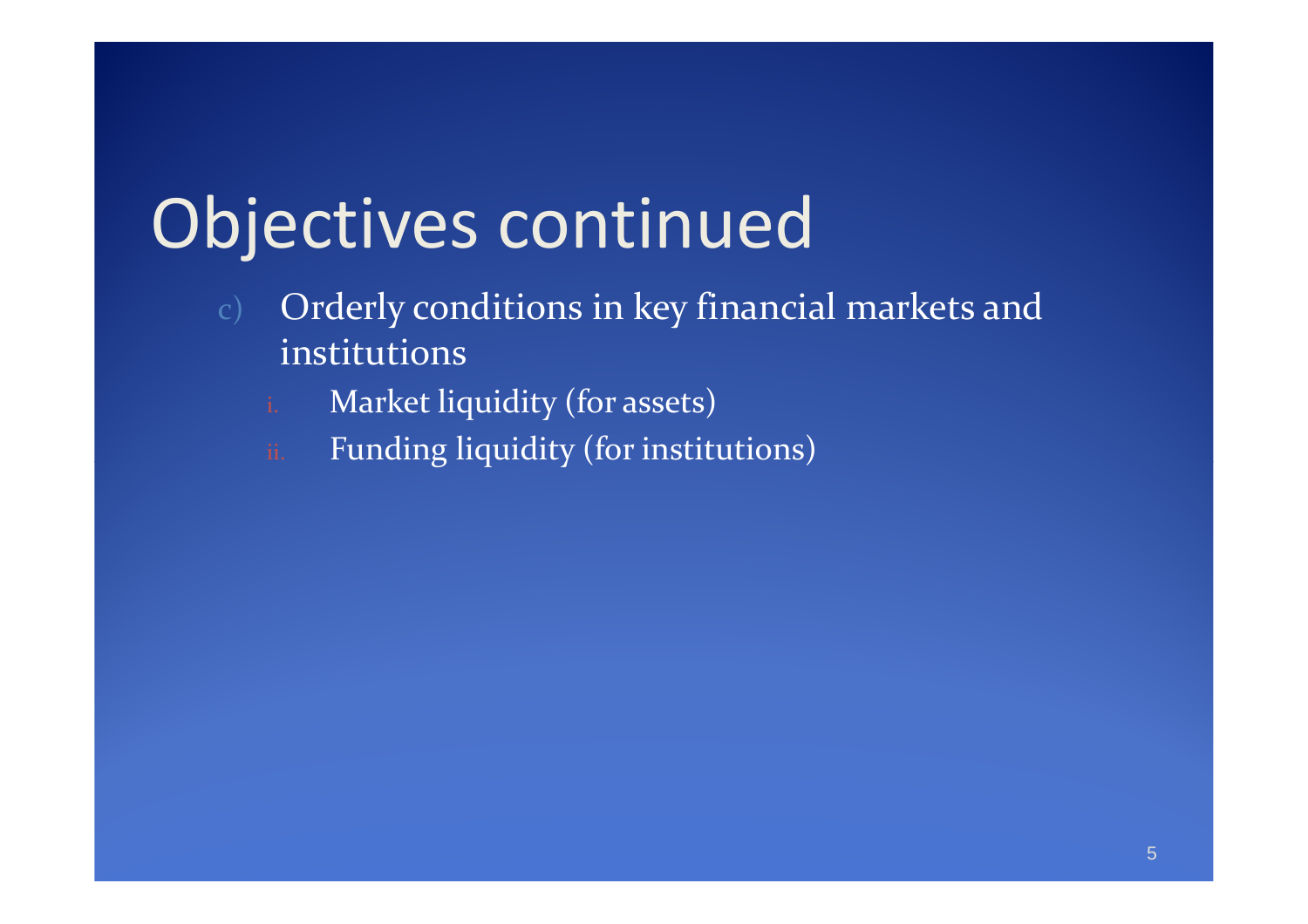# Objectives continued

c) Orderly conditions in key financial markets and institutions
   i. Market liquidity (for assets)
   ii. Funding liquidity (for institutions)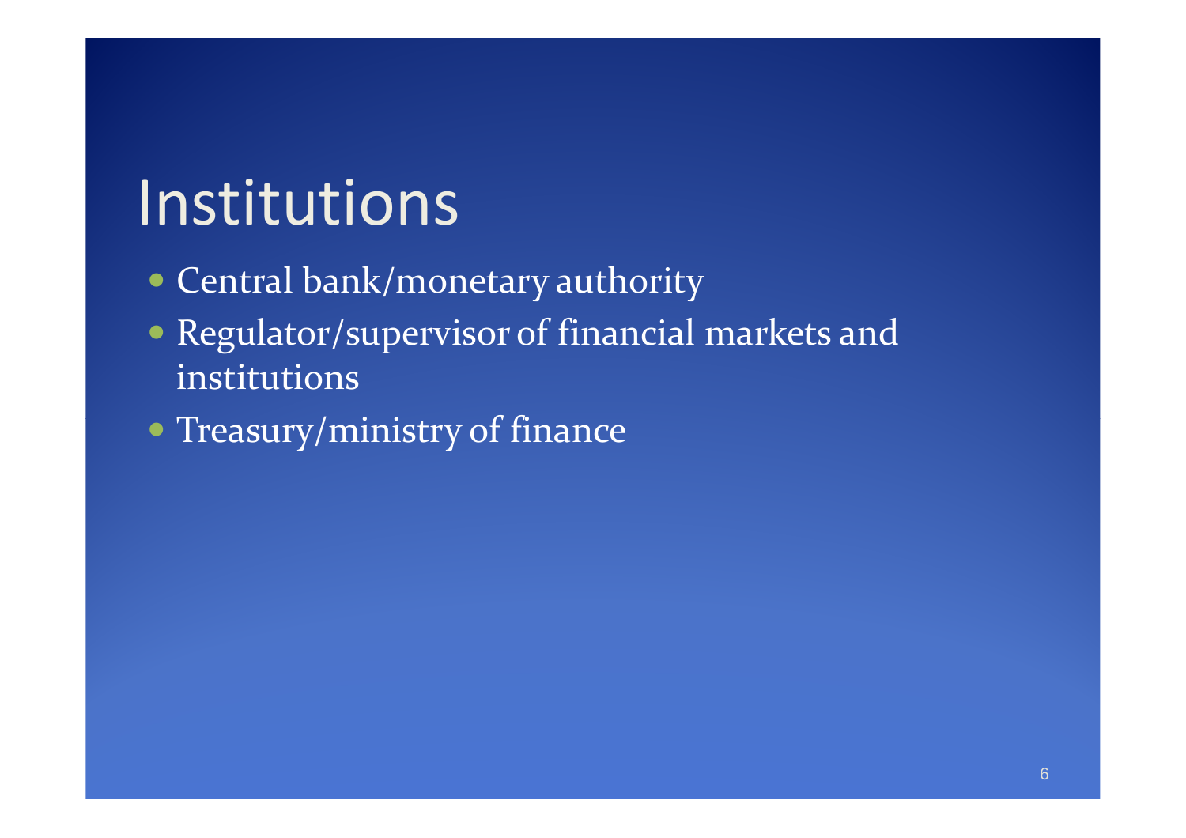# Institutions

- Central bank/monetary authority
- Regulator/supervisor of financial markets and institutions
- Treasury/ministry of finance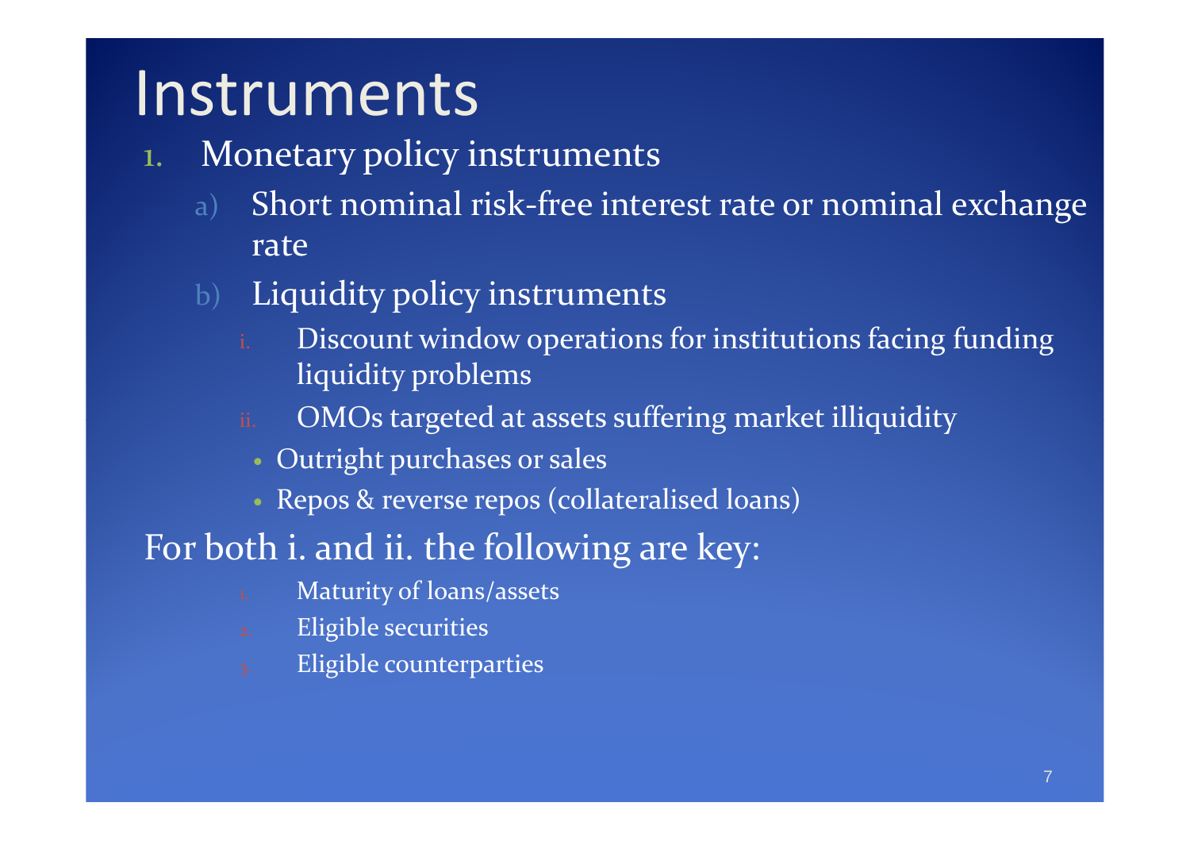# Instruments

1. Monetary policy instruments
   a) Short nominal risk-free interest rate or nominal exchange rate
   b) Liquidity policy instruments
      i. Discount window operations for institutions facing funding liquidity problems
      ii. OMOs targeted at assets suffering market illiquidity
         - Outright purchases or sales
         - Repos & reverse repos (collateralised loans)

For both i. and ii. the following are key:

1. Maturity of loans/assets
2. Eligible securities
3. Eligible counterparties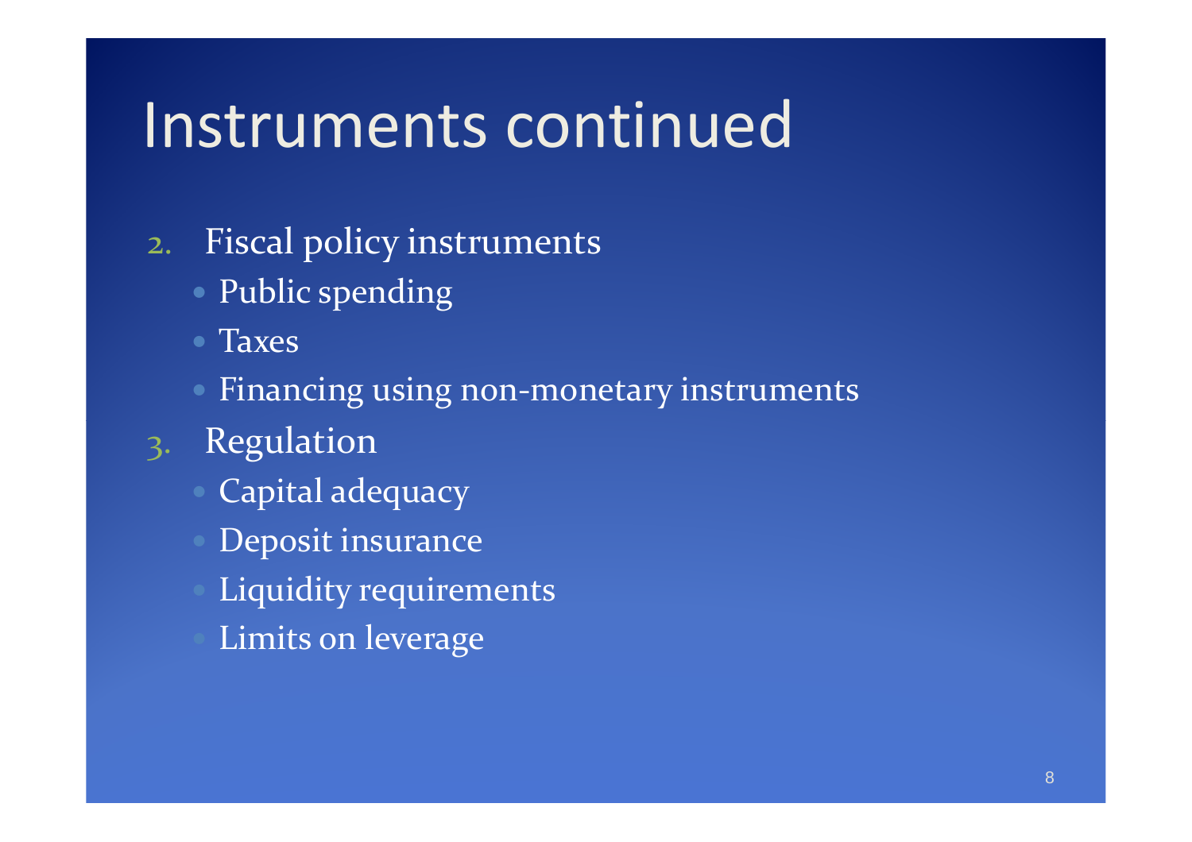# Instruments continued

2. Fiscal policy instruments
   - Public spending
   - Taxes
   - Financing using non-monetary instruments
3. Regulation
   - Capital adequacy
   - Deposit insurance
   - Liquidity requirements
   - Limits on leverage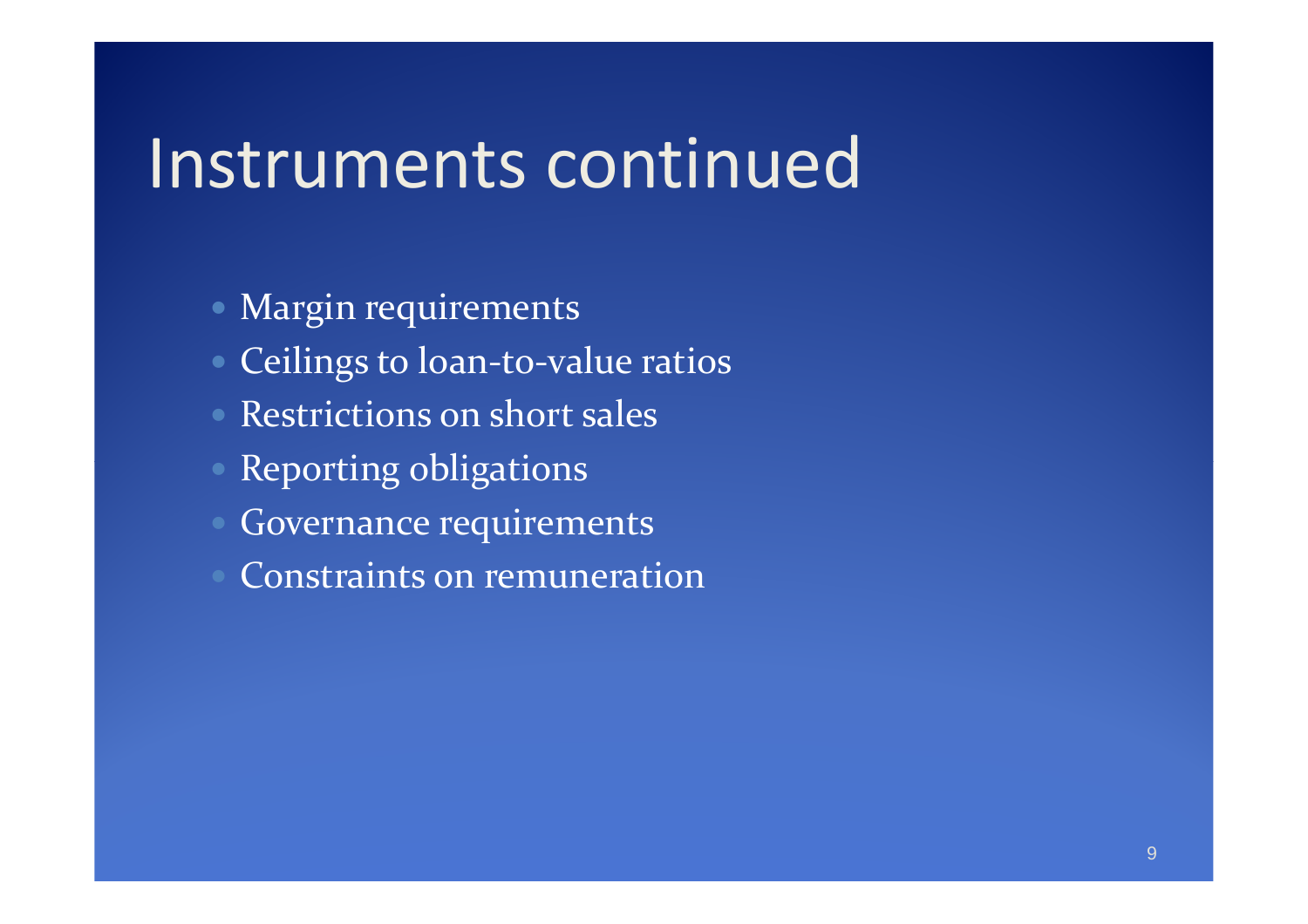# Instruments continued

- Margin requirements
- Ceilings to loan-to-value ratios
- Restrictions on short sales
- Reporting obligations
- Governance requirements
- Constraints on remuneration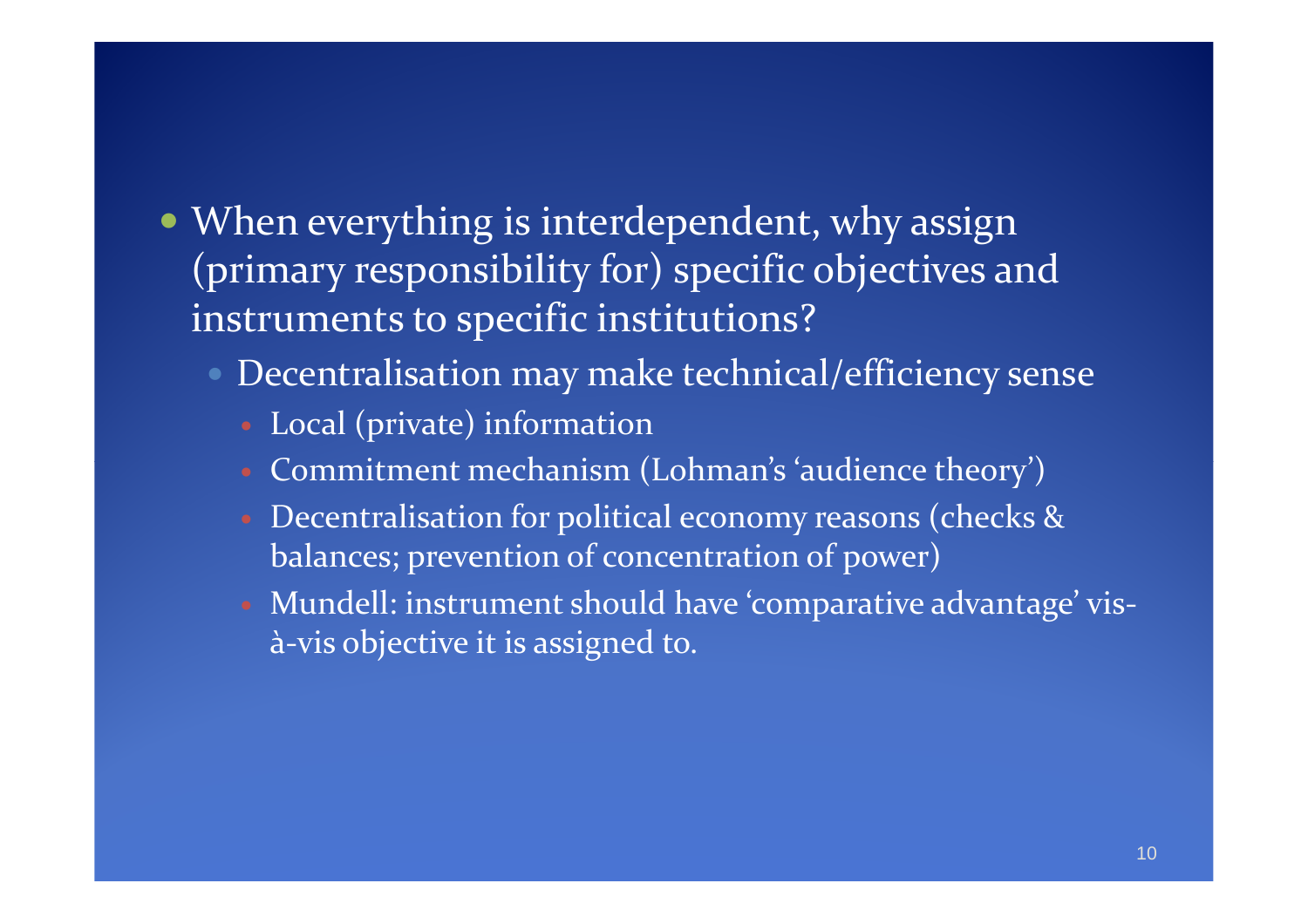- When everything is interdependent, why assign (primary responsibility for) specific objectives and instruments to specific institutions?
  - Decentralisation may make technical/efficiency sense
    - Local (private) information
    - Commitment mechanism (Lohman's 'audience theory')
    - Decentralisation for political economy reasons (checks & balances; prevention of concentration of power)
    - Mundell: instrument should have 'comparative advantage' vis-à-vis objective it is assigned to.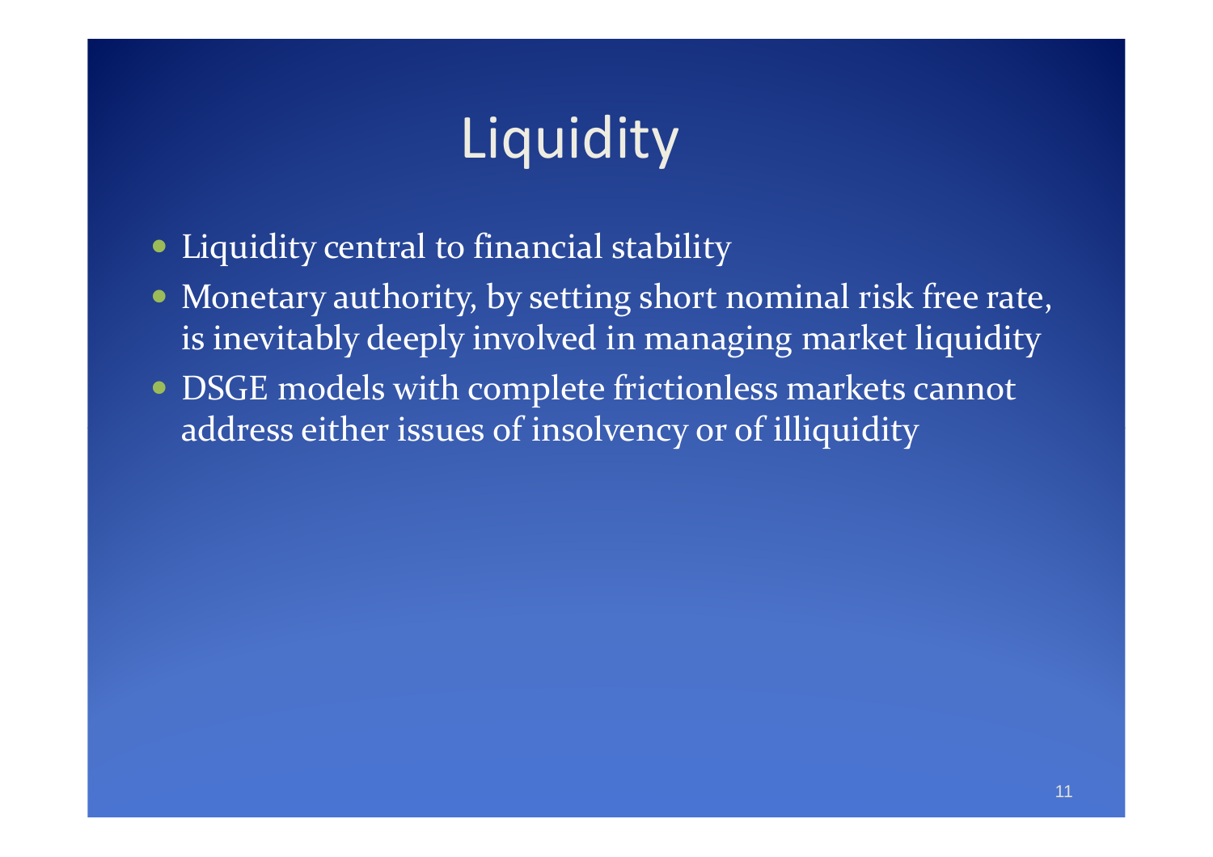# Liquidity

- Liquidity central to financial stability
- Monetary authority, by setting short nominal risk free rate, is inevitably deeply involved in managing market liquidity
- DSGE models with complete frictionless markets cannot address either issues of insolvency or of illiquidity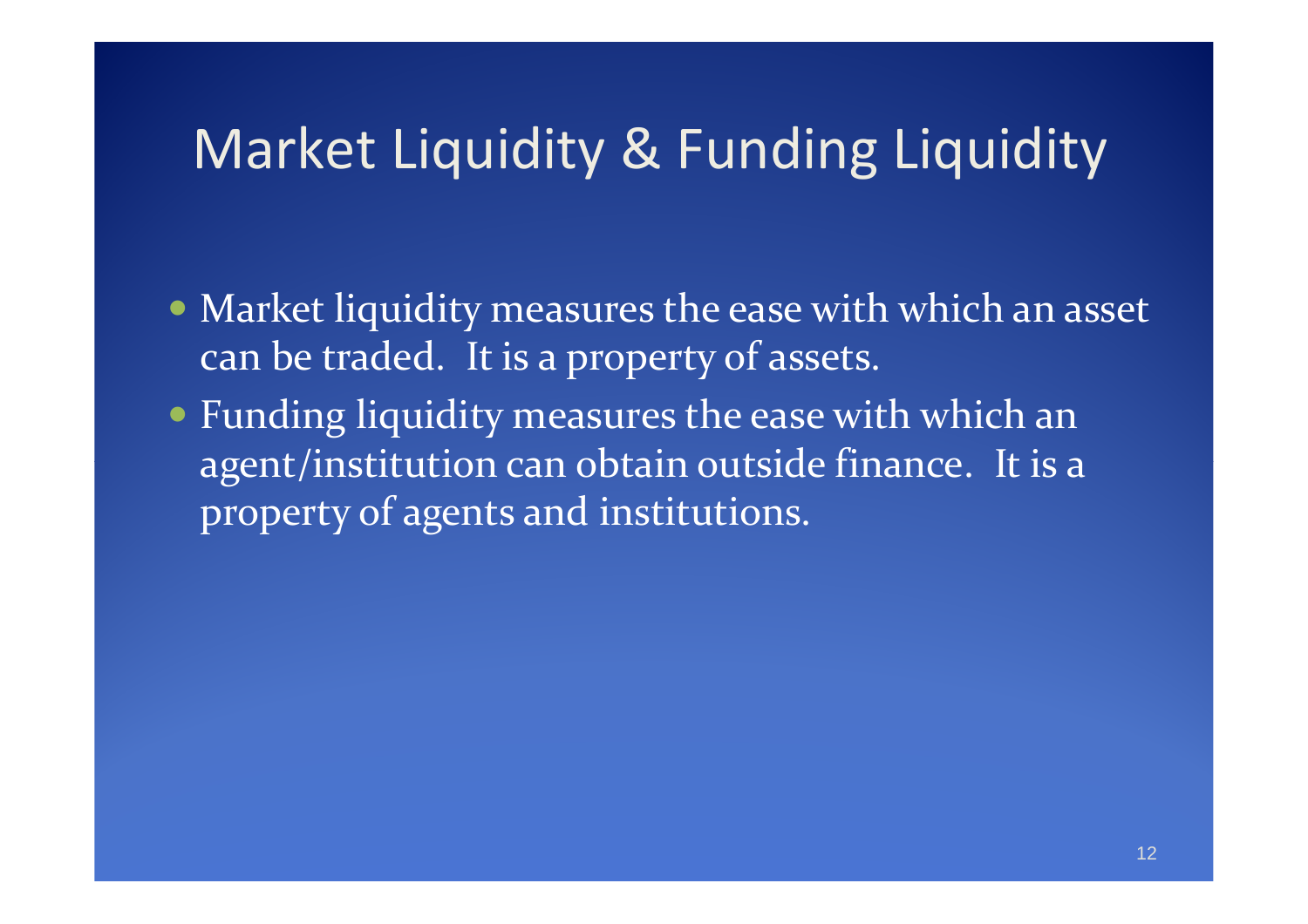# Market Liquidity & Funding Liquidity

- Market liquidity measures the ease with which an asset can be traded. It is a property of assets.
- Funding liquidity measures the ease with which an agent/institution can obtain outside finance. It is a property of agents and institutions.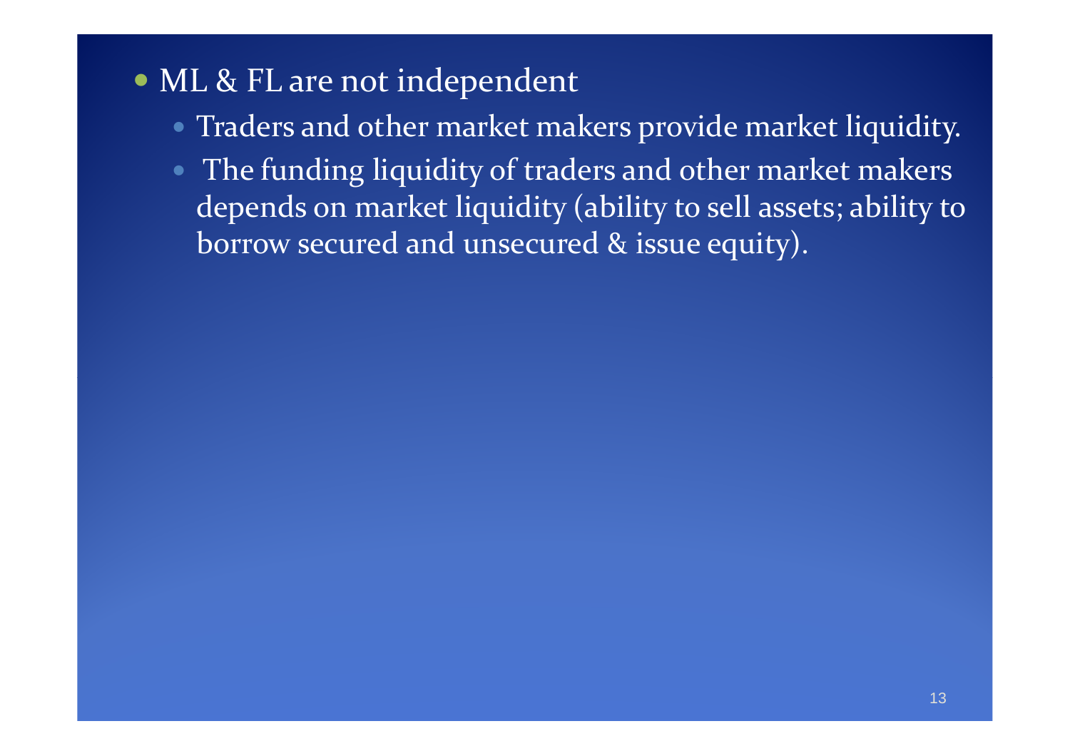- ML & FL are not independent
  - Traders and other market makers provide market liquidity.
  - The funding liquidity of traders and other market makers depends on market liquidity (ability to sell assets; ability to borrow secured and unsecured & issue equity).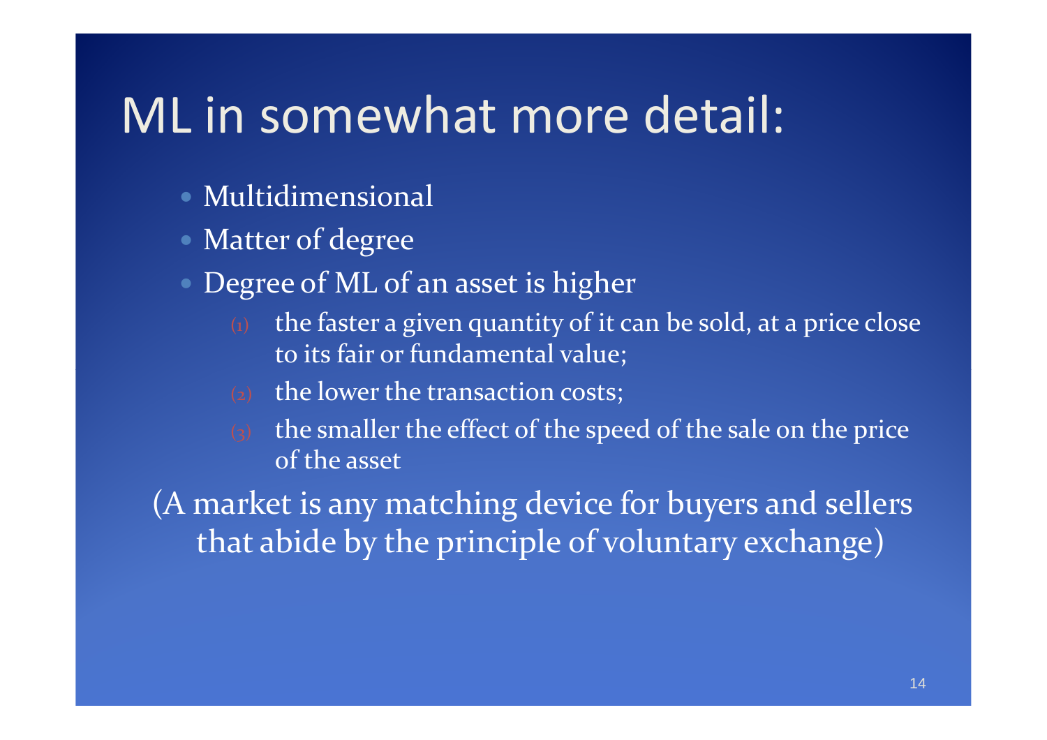# ML in somewhat more detail:

- Multidimensional
- Matter of degree
- Degree of ML of an asset is higher
    1. the faster a given quantity of it can be sold, at a price close to its fair or fundamental value;
    2. the lower the transaction costs;
    3. the smaller the effect of the speed of the sale on the price of the asset

(A market is any matching device for buyers and sellers that abide by the principle of voluntary exchange)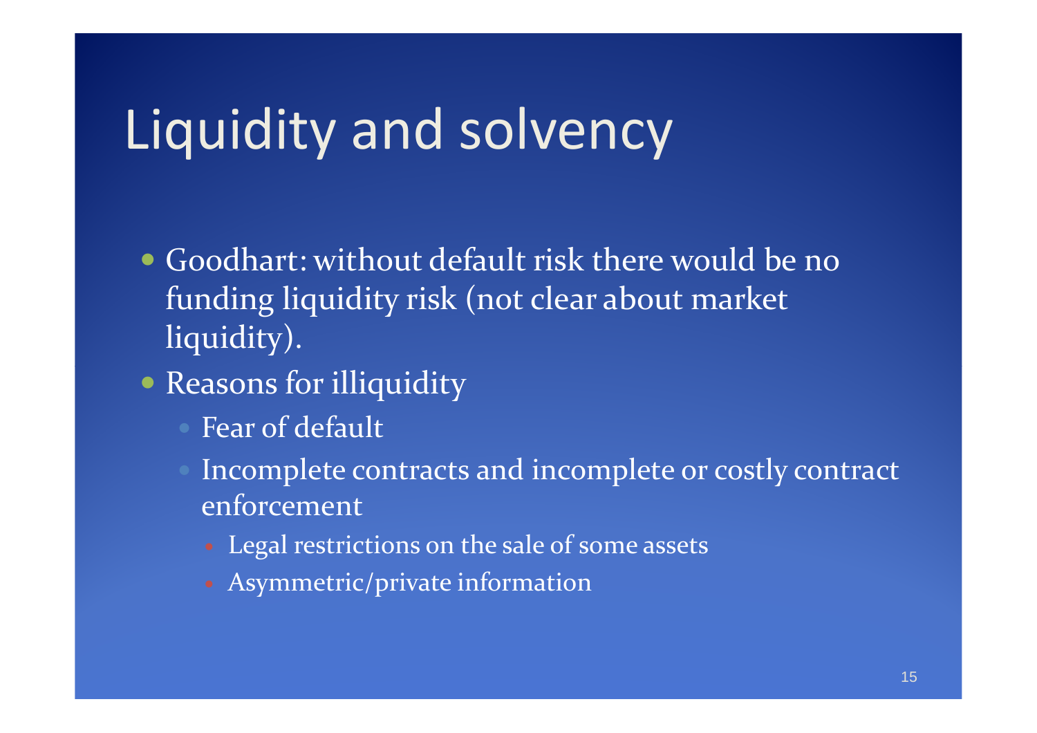# Liquidity and solvency

- Goodhart: without default risk there would be no funding liquidity risk (not clear about market liquidity).
- Reasons for illiquidity
  - Fear of default
  - Incomplete contracts and incomplete or costly contract enforcement
    - Legal restrictions on the sale of some assets
    - Asymmetric/private information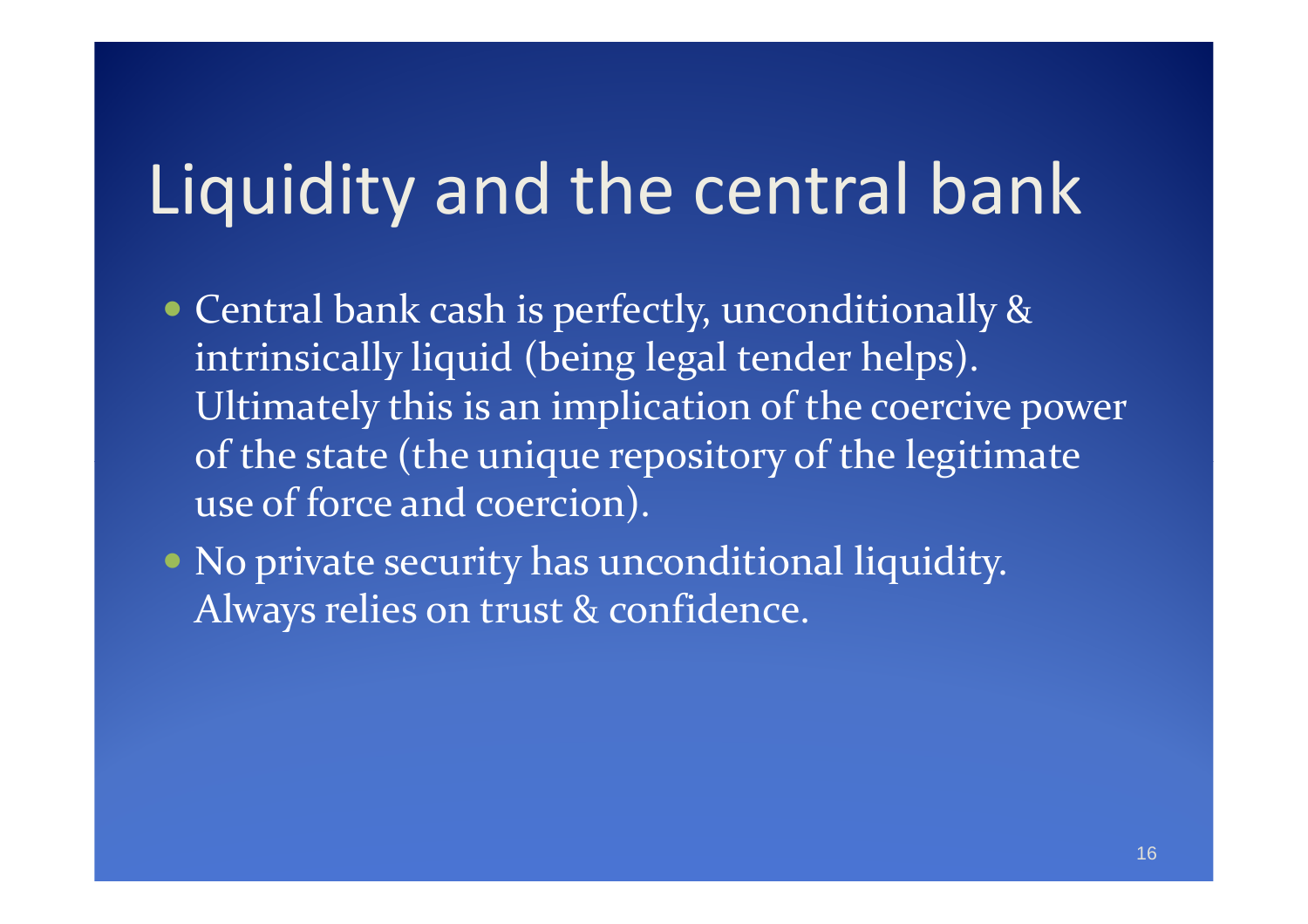# Liquidity and the central bank

- Central bank cash is perfectly, unconditionally & intrinsically liquid (being legal tender helps). Ultimately this is an implication of the coercive power of the state (the unique repository of the legitimate use of force and coercion).
- No private security has unconditional liquidity. Always relies on trust & confidence.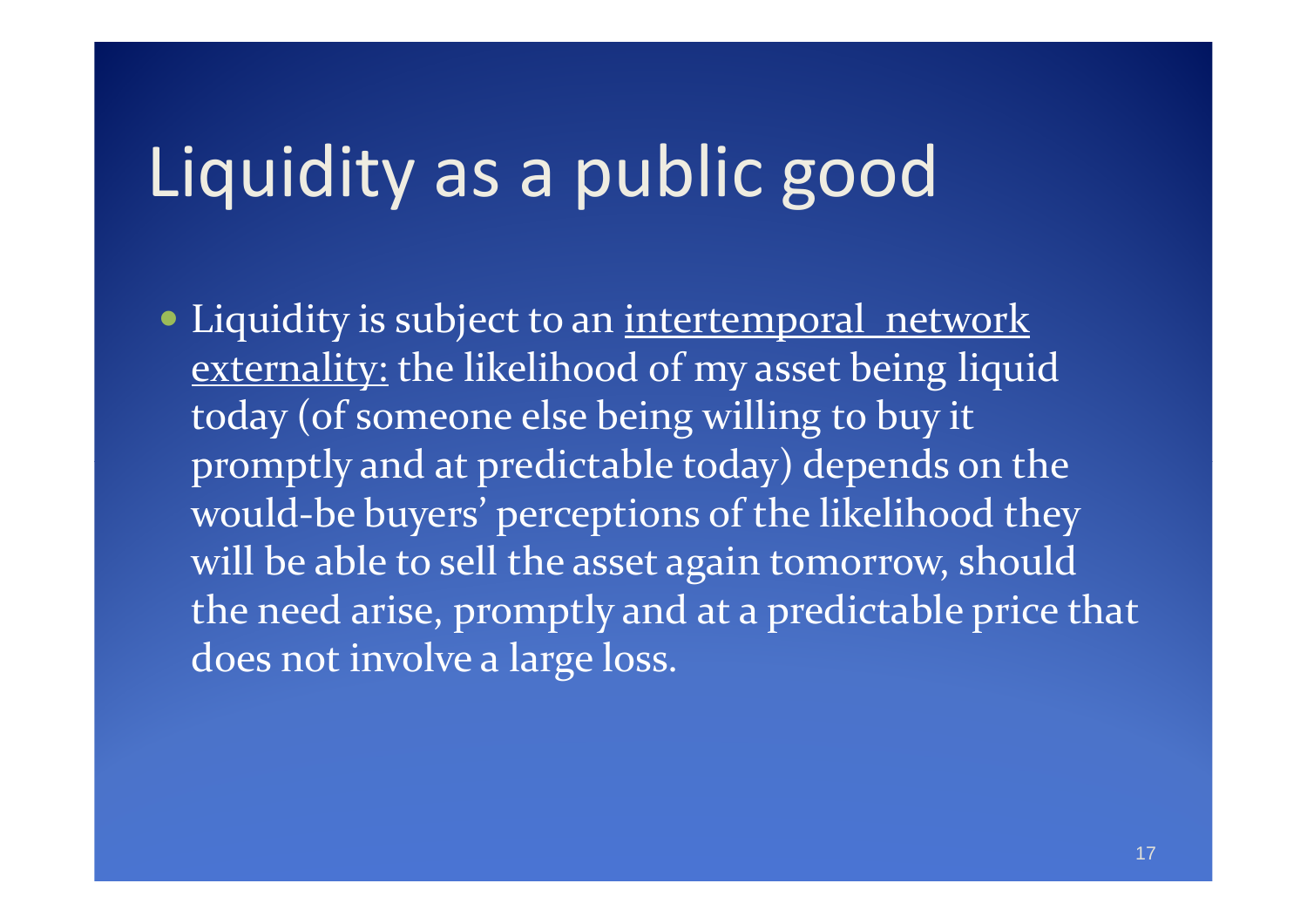# Liquidity as a public good

- Liquidity is subject to an intertemporal network externality: the likelihood of my asset being liquid today (of someone else being willing to buy it promptly and at predictable today) depends on the would-be buyers' perceptions of the likelihood they will be able to sell the asset again tomorrow, should the need arise, promptly and at a predictable price that does not involve a large loss.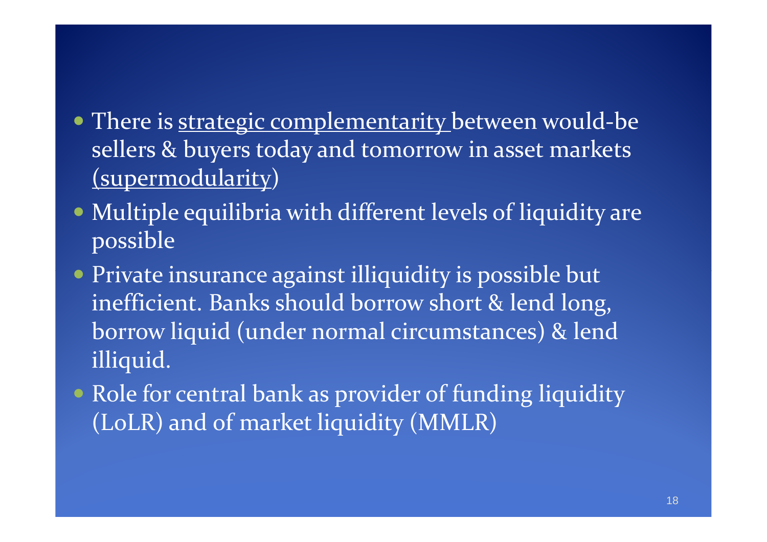- There is <u>strategic complementarity</u> between would-be sellers & buyers today and tomorrow in asset markets <u>(supermodularity)</u>
- Multiple equilibria with different levels of liquidity are possible
- Private insurance against illiquidity is possible but inefficient. Banks should borrow short & lend long, borrow liquid (under normal circumstances) & lend illiquid.
- Role for central bank as provider of funding liquidity (LoLR) and of market liquidity (MMLR)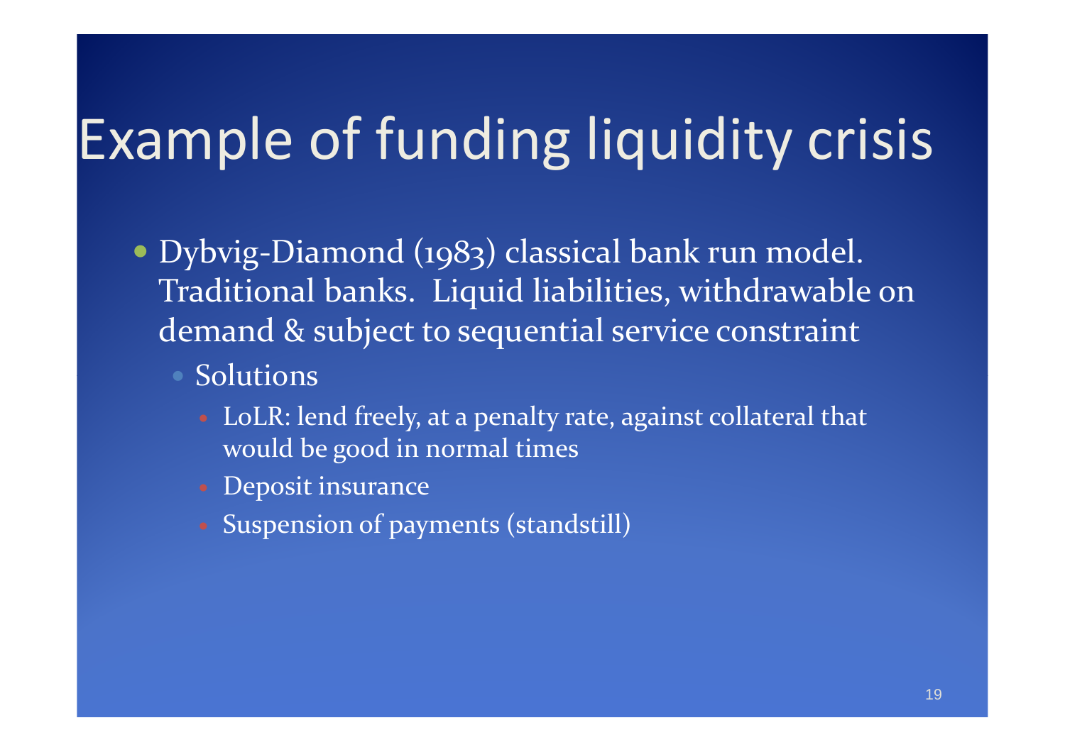# Example of funding liquidity crisis

- Dybvig-Diamond (1983) classical bank run model. Traditional banks. Liquid liabilities, withdrawable on demand & subject to sequential service constraint
  - Solutions
    - LoLR: lend freely, at a penalty rate, against collateral that would be good in normal times
    - Deposit insurance
    - Suspension of payments (standstill)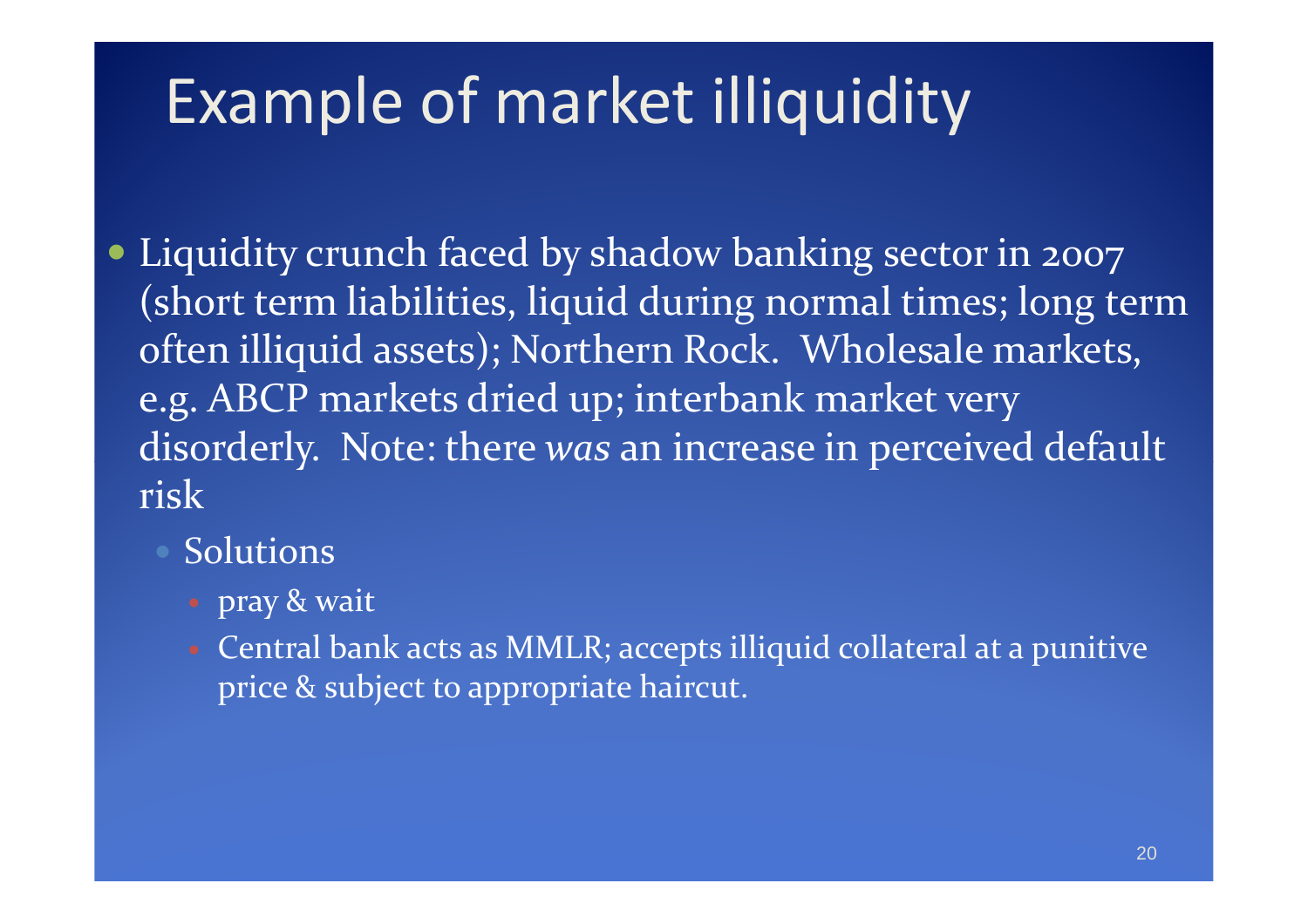# Example of market illiquidity

- Liquidity crunch faced by shadow banking sector in 2007 (short term liabilities, liquid during normal times; long term often illiquid assets); Northern Rock. Wholesale markets, e.g. ABCP markets dried up; interbank market very disorderly. Note: there *was* an increase in perceived default risk
  - Solutions
    - pray & wait
    - Central bank acts as MMLR; accepts illiquid collateral at a punitive price & subject to appropriate haircut.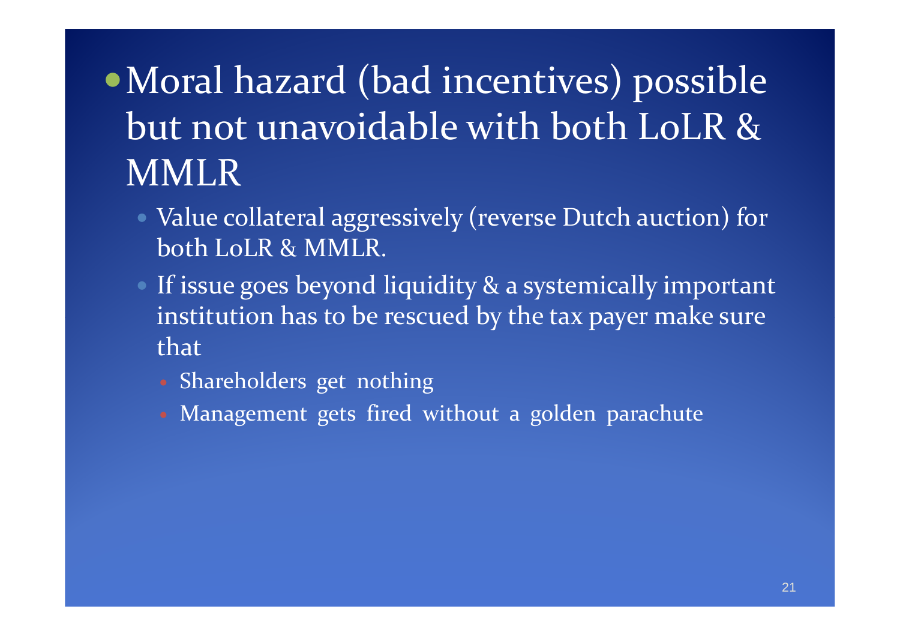- Moral hazard (bad incentives) possible but not unavoidable with both LoLR & MMLR
  - Value collateral aggressively (reverse Dutch auction) for both LoLR & MMLR.
  - If issue goes beyond liquidity & a systemically important institution has to be rescued by the tax payer make sure that
    - Shareholders get nothing
    - Management gets fired without a golden parachute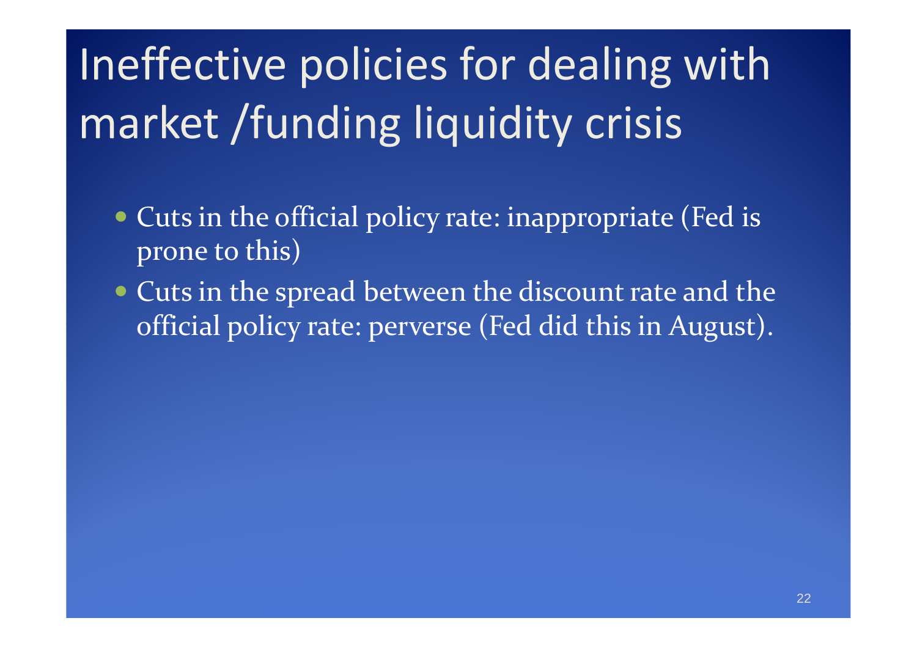# Ineffective policies for dealing with market /funding liquidity crisis

- Cuts in the official policy rate: inappropriate (Fed is prone to this)
- Cuts in the spread between the discount rate and the official policy rate: perverse (Fed did this in August).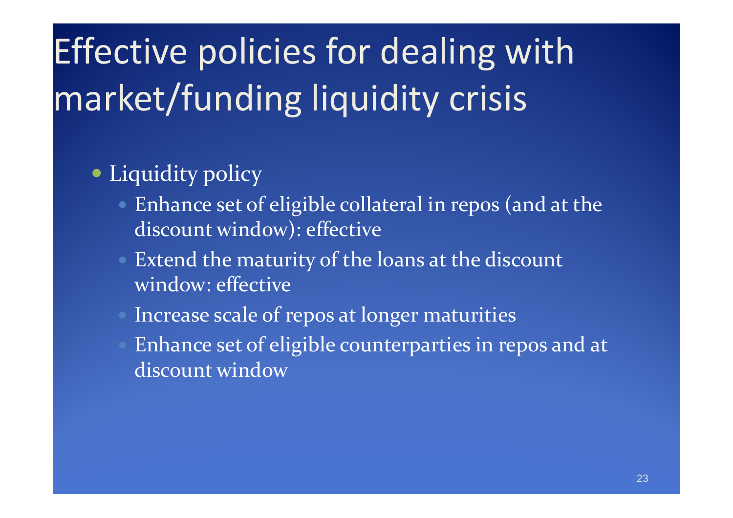# Effective policies for dealing with market/funding liquidity crisis

- Liquidity policy
  - Enhance set of eligible collateral in repos (and at the discount window): effective
  - Extend the maturity of the loans at the discount window: effective
  - Increase scale of repos at longer maturities
  - Enhance set of eligible counterparties in repos and at discount window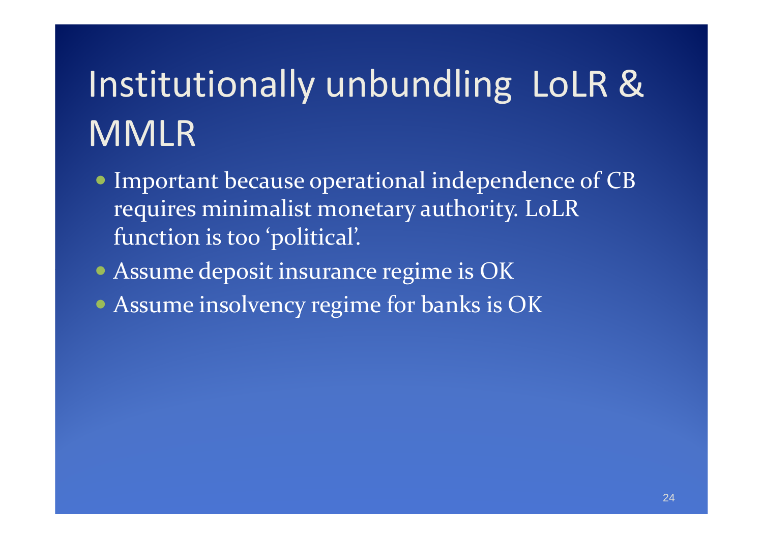# Institutionally unbundling LoLR & MMLR

- Important because operational independence of CB requires minimalist monetary authority. LoLR function is too 'political'.
- Assume deposit insurance regime is OK
- Assume insolvency regime for banks is OK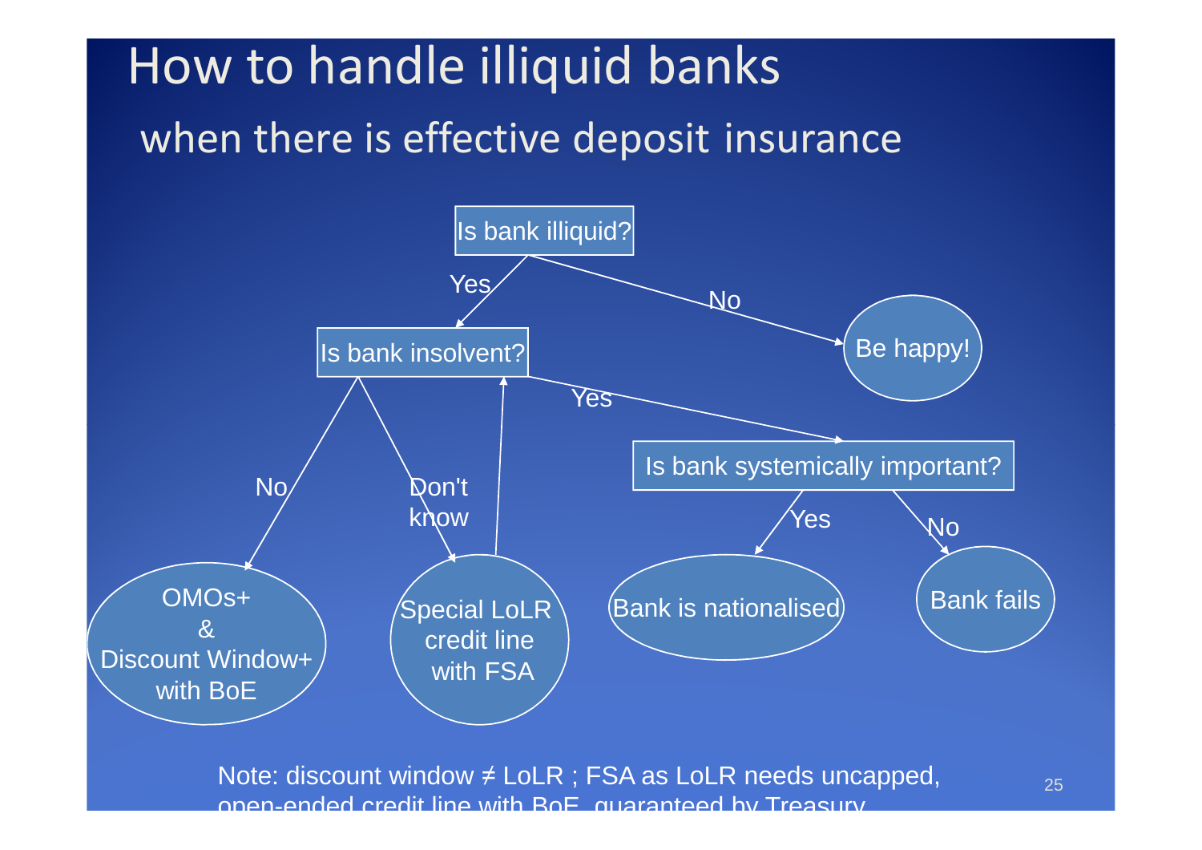# How to handle illiquid banks

## when there is effective deposit insurance

Is bank illiquid?

Yes

No

Be happy!

Is bank insolvent?

Yes

Is bank systemically important?

No

Don't know

Yes

No

OMOs+ & Discount Window+ with BoE

Special LoLR credit line with FSA

Bank is nationalised

Bank fails

Note: discount window ≠ LoLR ; FSA as LoLR needs uncapped, open-ended credit line with BoE, guaranteed by Treasury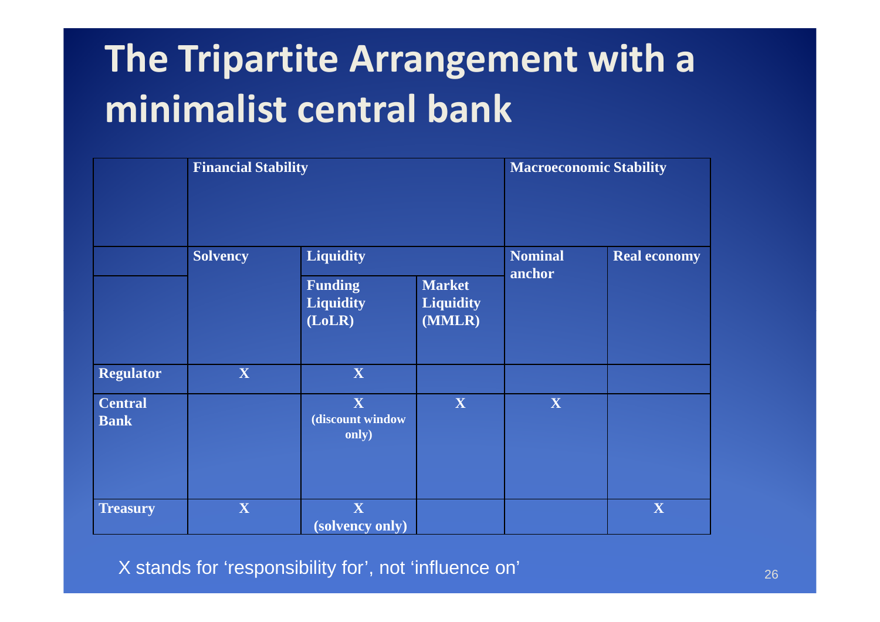# The Tripartite Arrangement with a minimalist central bank

| | Financial Stability | | | Macroeconomic Stability | |
|---|---|---|---|---|---|
| | Solvency | Liquidity | | Nominal anchor | Real economy |
| | | Funding Liquidity (LoLR) | Market Liquidity (MMLR) | | |
| **Regulator** | X | X | | | |
| **Central Bank** | | X (discount window only) | X | X | |
| **Treasury** | X | X (solvency only) | | | X |

X stands for 'responsibility for', not 'influence on'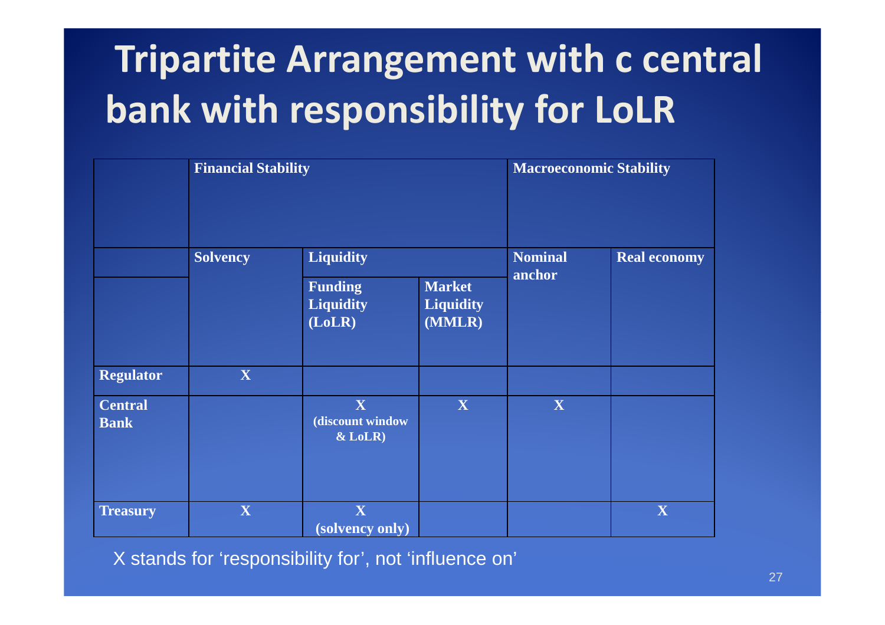# Tripartite Arrangement with c central bank with responsibility for LoLR

| | Financial Stability | | | Macroeconomic Stability | |
|---|---|---|---|---|---|
| | Solvency | Liquidity | | Nominal anchor | Real economy |
| | | Funding Liquidity (LoLR) | Market Liquidity (MMLR) | | |
| Regulator | X | | | | |
| Central Bank | | X (discount window & LoLR) | X | X | |
| Treasury | X | X (solvency only) | | | X |

X stands for 'responsibility for', not 'influence on'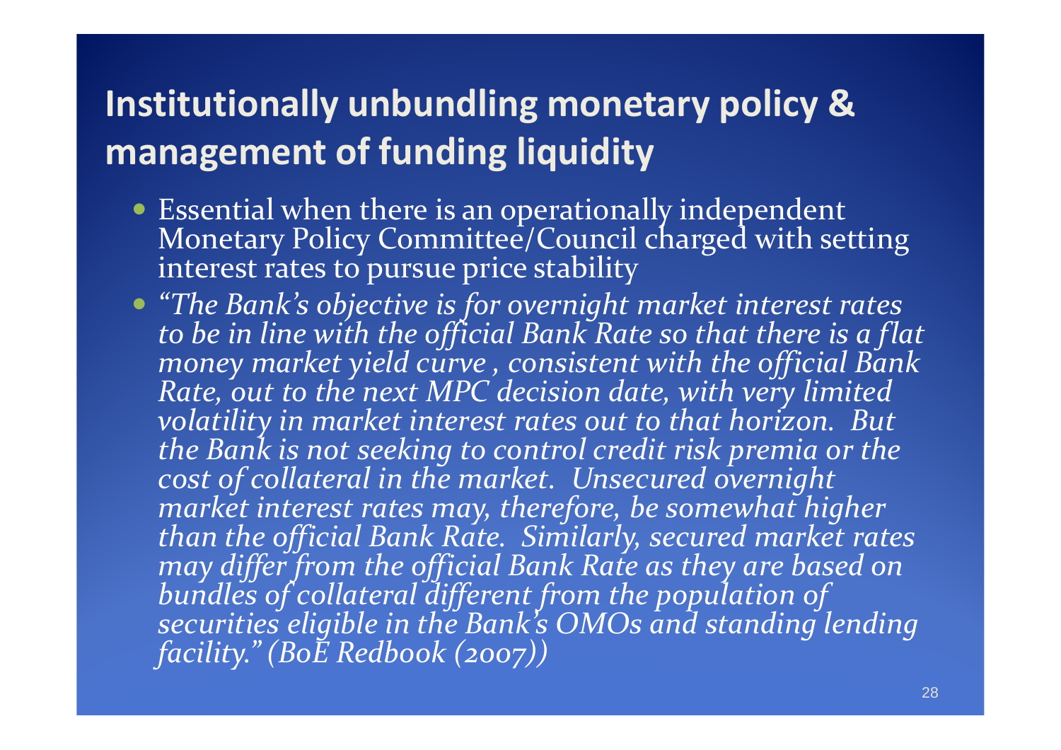# Institutionally unbundling monetary policy & management of funding liquidity

- Essential when there is an operationally independent Monetary Policy Committee/Council charged with setting interest rates to pursue price stability
- *"The Bank's objective is for overnight market interest rates to be in line with the official Bank Rate so that there is a flat money market yield curve , consistent with the official Bank Rate, out to the next MPC decision date, with very limited volatility in market interest rates out to that horizon. But the Bank is not seeking to control credit risk premia or the cost of collateral in the market. Unsecured overnight market interest rates may, therefore, be somewhat higher than the official Bank Rate. Similarly, secured market rates may differ from the official Bank Rate as they are based on bundles of collateral different from the population of securities eligible in the Bank's OMOs and standing lending facility." (BoE Redbook (2007))*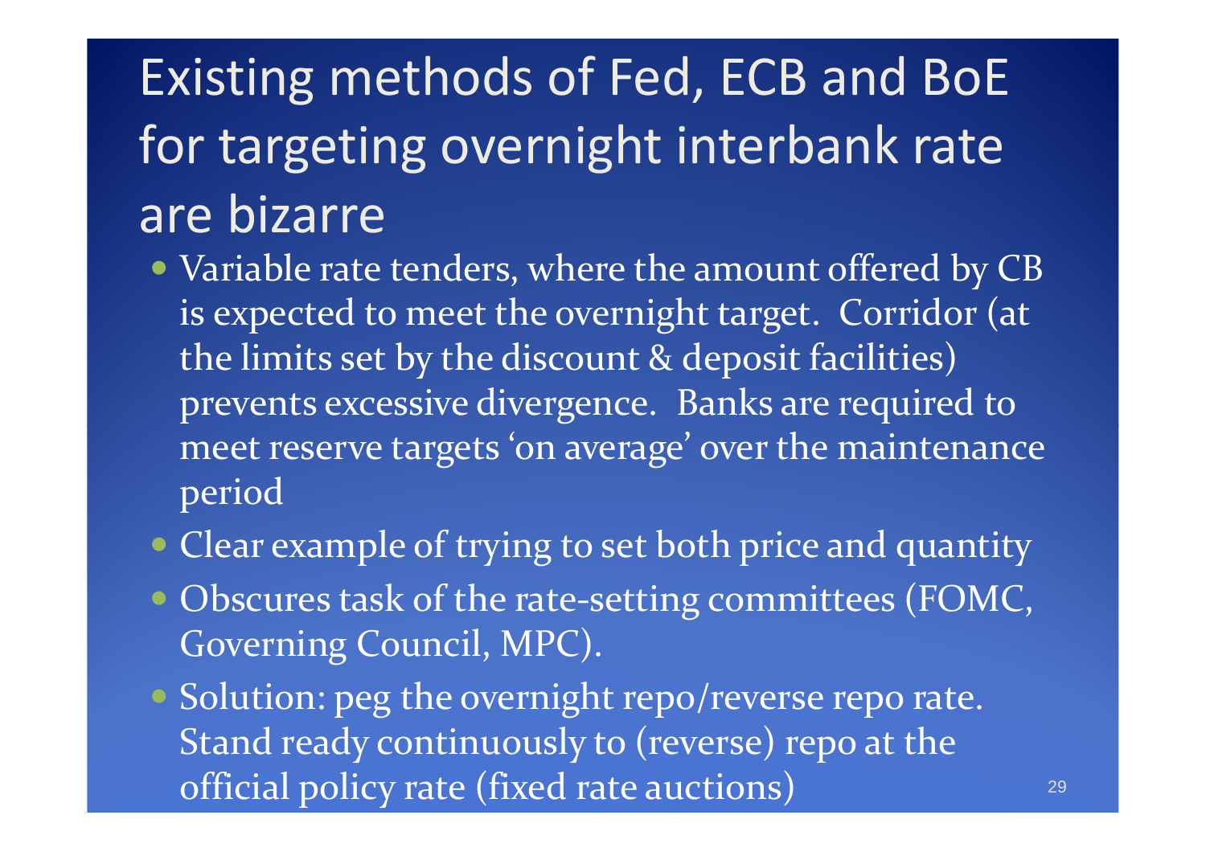# Existing methods of Fed, ECB and BoE for targeting overnight interbank rate are bizarre

- Variable rate tenders, where the amount offered by CB is expected to meet the overnight target. Corridor (at the limits set by the discount & deposit facilities) prevents excessive divergence. Banks are required to meet reserve targets 'on average' over the maintenance period
- Clear example of trying to set both price and quantity
- Obscures task of the rate-setting committees (FOMC, Governing Council, MPC).
- Solution: peg the overnight repo/reverse repo rate. Stand ready continuously to (reverse) repo at the official policy rate (fixed rate auctions)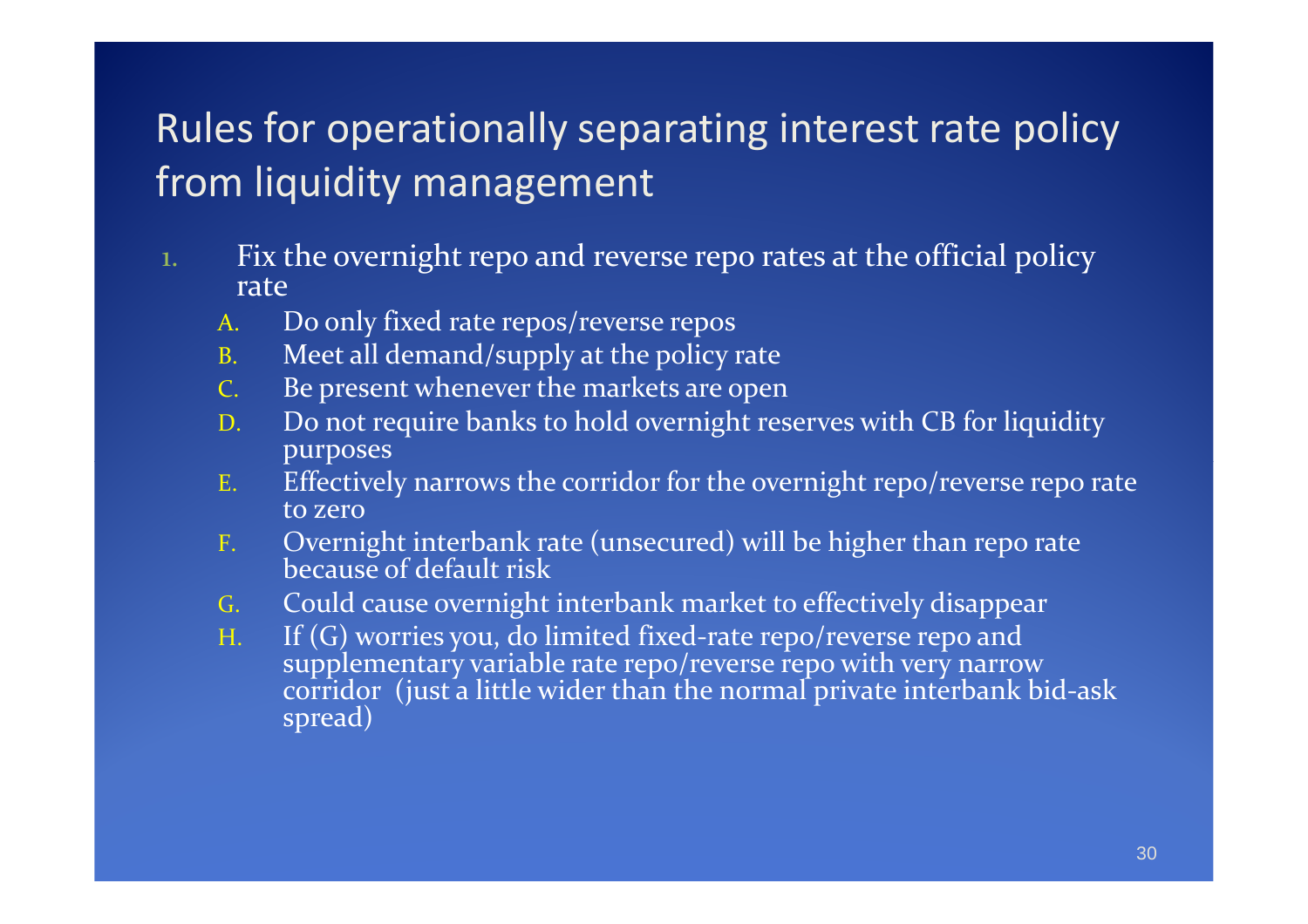## Rules for operationally separating interest rate policy from liquidity management

1. Fix the overnight repo and reverse repo rates at the official policy rate
   - A. Do only fixed rate repos/reverse repos
   - B. Meet all demand/supply at the policy rate
   - C. Be present whenever the markets are open
   - D. Do not require banks to hold overnight reserves with CB for liquidity purposes
   - E. Effectively narrows the corridor for the overnight repo/reverse repo rate to zero
   - F. Overnight interbank rate (unsecured) will be higher than repo rate because of default risk
   - G. Could cause overnight interbank market to effectively disappear
   - H. If (G) worries you, do limited fixed-rate repo/reverse repo and supplementary variable rate repo/reverse repo with very narrow corridor (just a little wider than the normal private interbank bid-ask spread)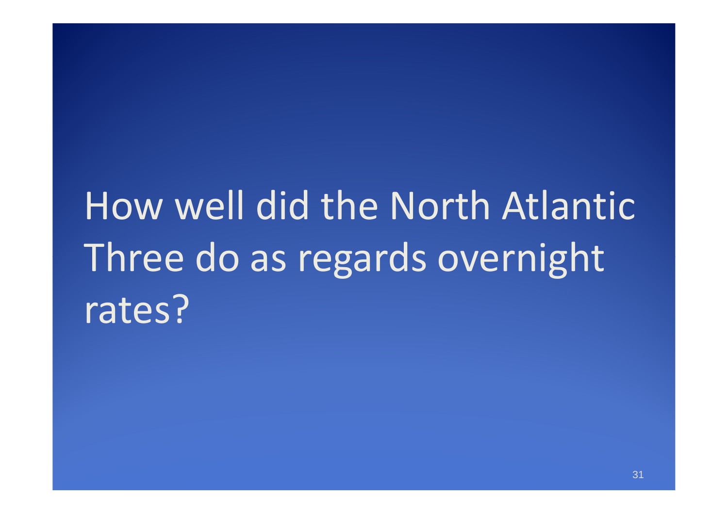# How well did the North Atlantic Three do as regards overnight rates?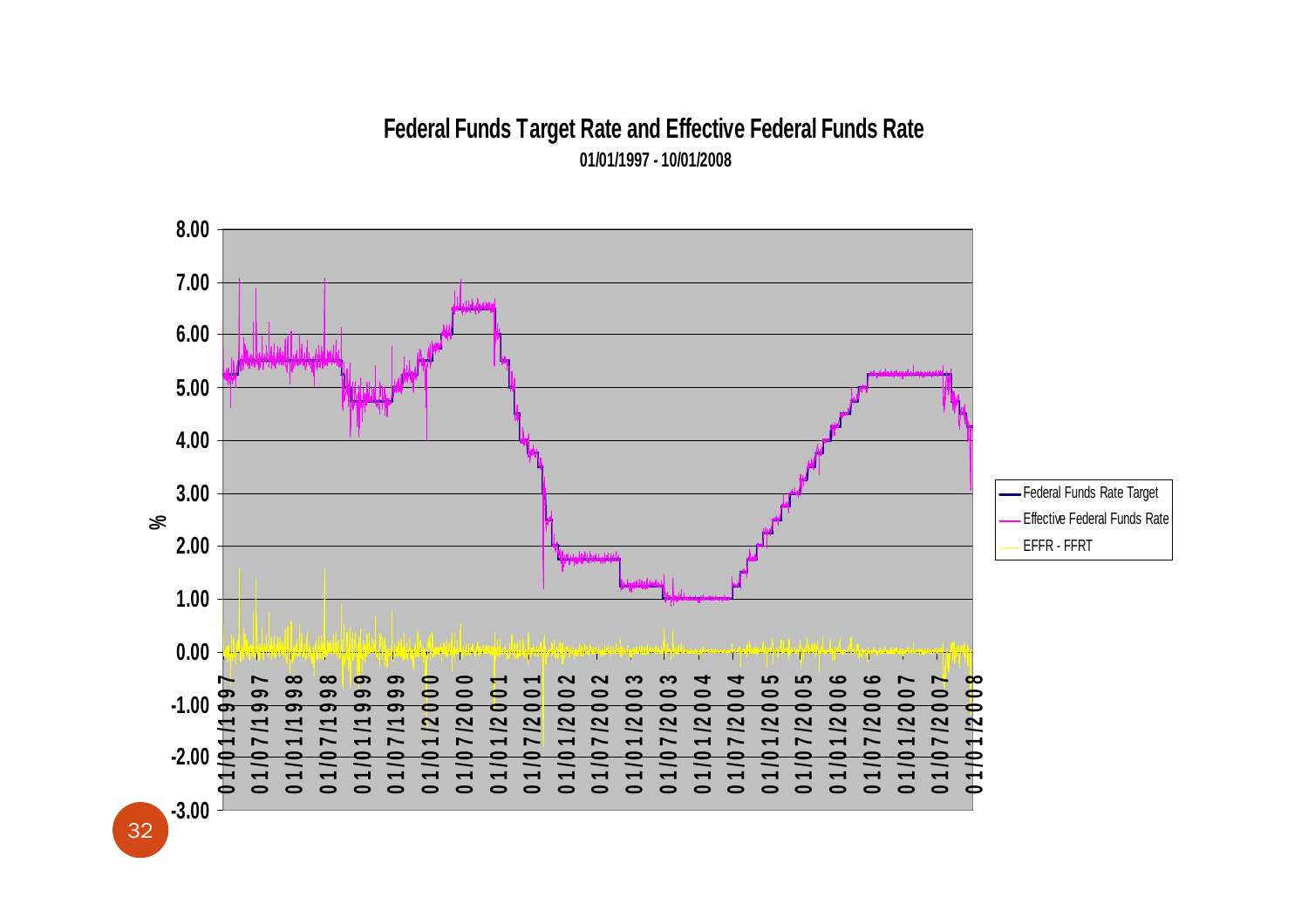# Federal Funds Target Rate and Effective Federal Funds Rate

01/01/1997 - 10/01/2008

8.00
7.00
6.00
5.00
4.00
3.00
2.00
1.00
0.00
-1.00
-2.00
-3.00

%

01/01/1997
01/07/1997
01/01/1998
01/07/1998
01/01/1999
01/07/1999
01/01/2000
01/07/2000
01/01/2001
01/07/2001
01/01/2002
01/07/2002
01/01/2003
01/07/2003
01/01/2004
01/07/2004
01/01/2005
01/07/2005
01/01/2006
01/07/2006
01/01/2007
01/07/2007
01/01/2008

Federal Funds Rate Target
Effective Federal Funds Rate
EFFR - FFRT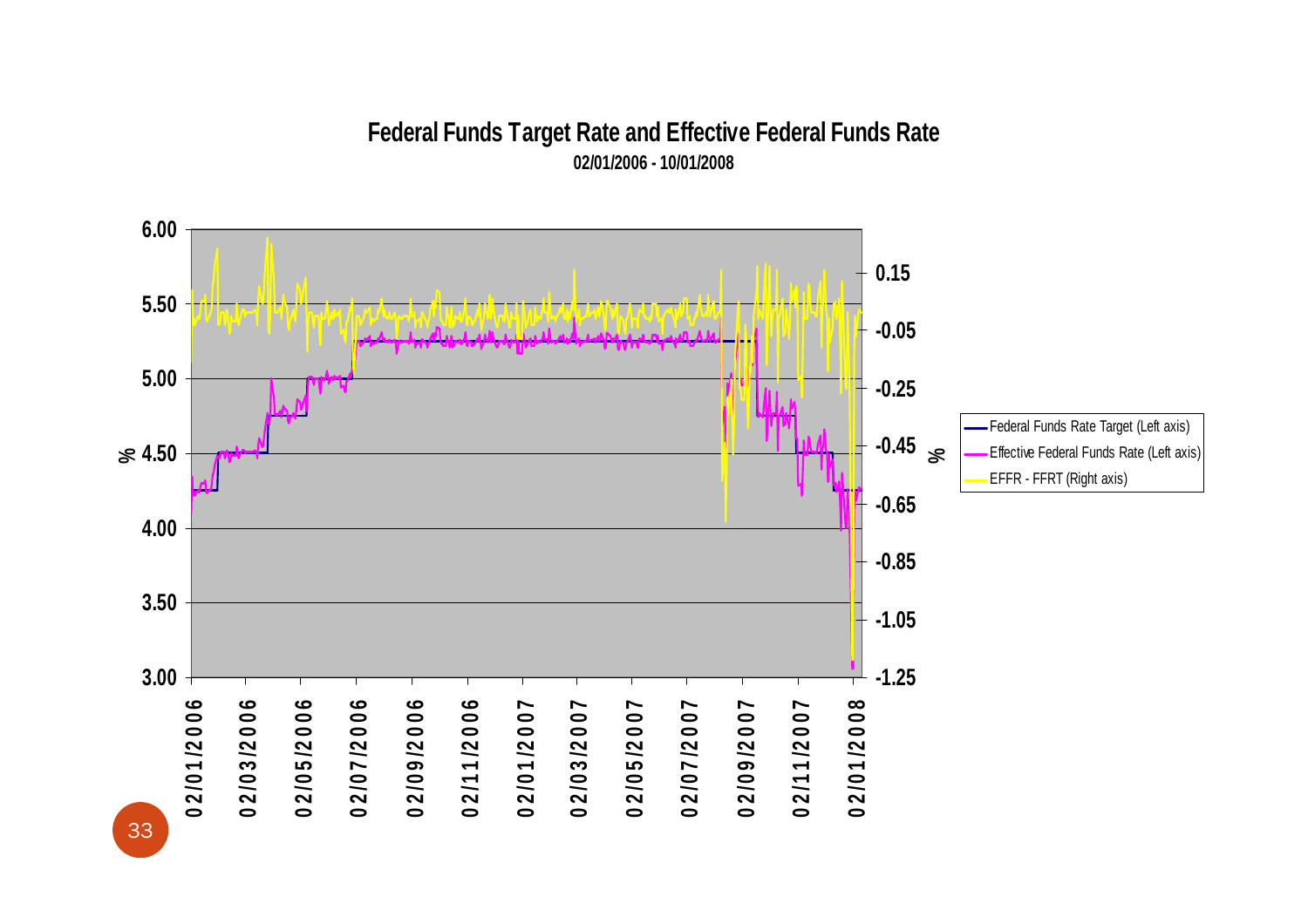**Federal Funds Target Rate and Effective Federal Funds Rate**

**02/01/2006 - 10/01/2008**

6.00
5.50
5.00
4.50
4.00
3.50
3.00

%

0.15
-0.05
-0.25
-0.45
-0.65
-0.85
-1.05
-1.25

%

02/01/2006
02/03/2006
02/05/2006
02/07/2006
02/09/2006
02/11/2006
02/01/2007
02/03/2007
02/05/2007
02/07/2007
02/09/2007
02/11/2007
02/01/2008

Federal Funds Rate Target (Left axis)

Effective Federal Funds Rate (Left axis)

EFFR - FFRT (Right axis)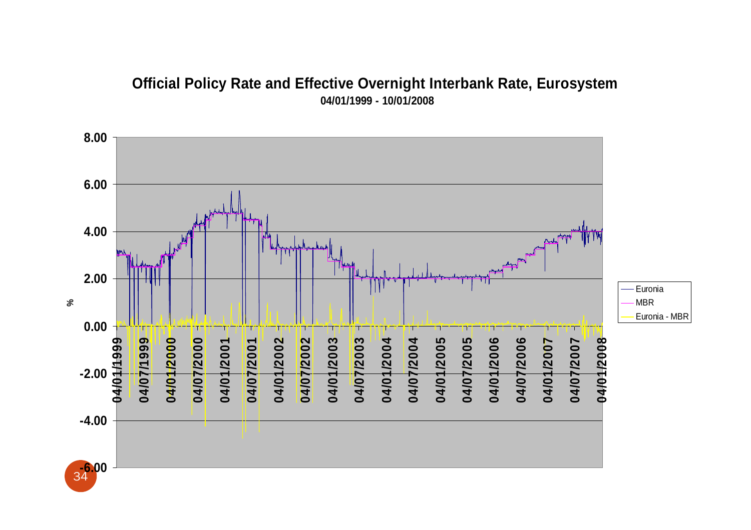## Official Policy Rate and Effective Overnight Interbank Rate, Eurosystem

**04/01/1999 - 10/01/2008**

8.00

6.00

4.00

2.00

0.00

-2.00

-4.00

-6.00

%

04/01/1999
04/07/1999
04/01/2000
04/07/2000
04/01/2001
04/07/2001
04/01/2002
04/07/2002
04/01/2003
04/07/2003
04/01/2004
04/07/2004
04/01/2005
04/07/2005
04/01/2006
04/07/2006
04/01/2007
04/07/2007
04/01/2008

Euronia

MBR

Euronia - MBR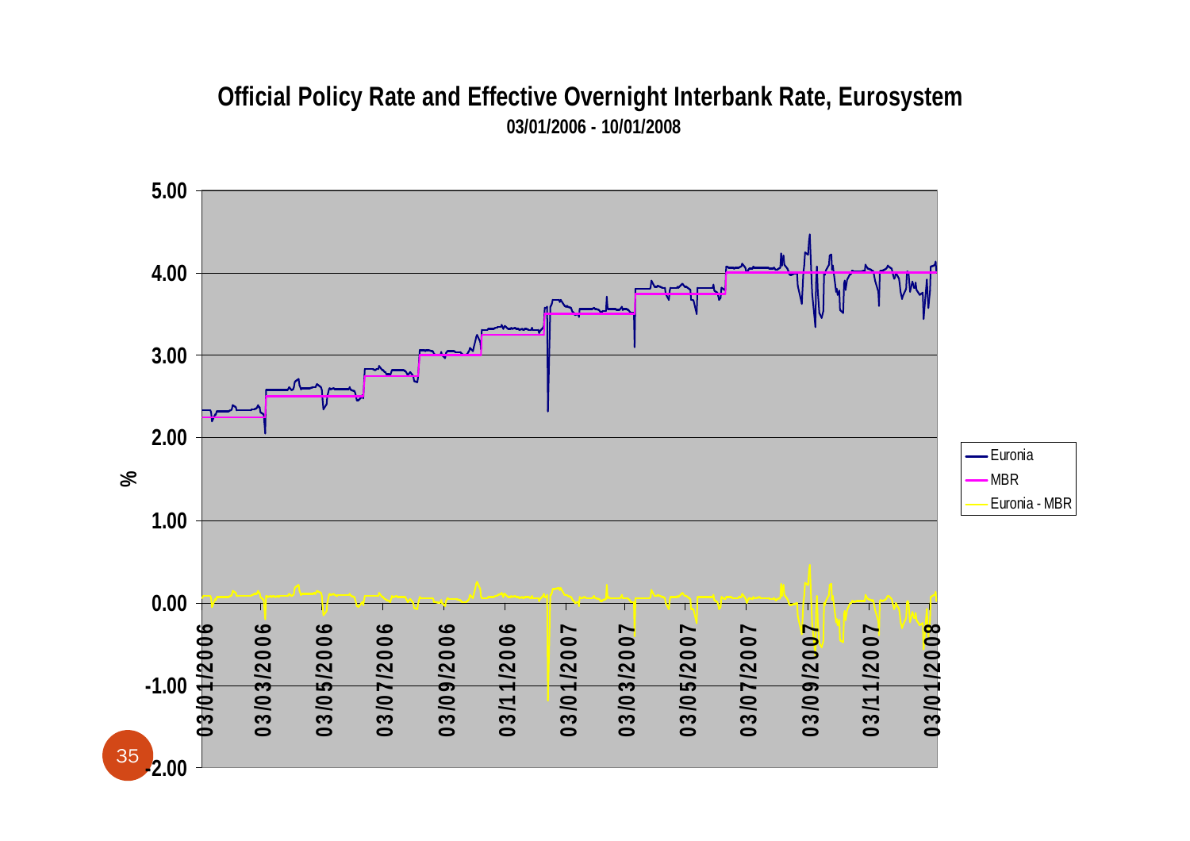# Official Policy Rate and Effective Overnight Interbank Rate, Eurosystem

**03/01/2006 - 10/01/2008**

5.00
4.00
3.00
2.00
1.00
0.00
-1.00
-2.00

%

03/01/2006
03/03/2006
03/05/2006
03/07/2006
03/09/2006
03/11/2006
03/01/2007
03/03/2007
03/05/2007
03/07/2007
03/09/2007
03/11/2007
03/01/2008

Euronia
MBR
Euronia - MBR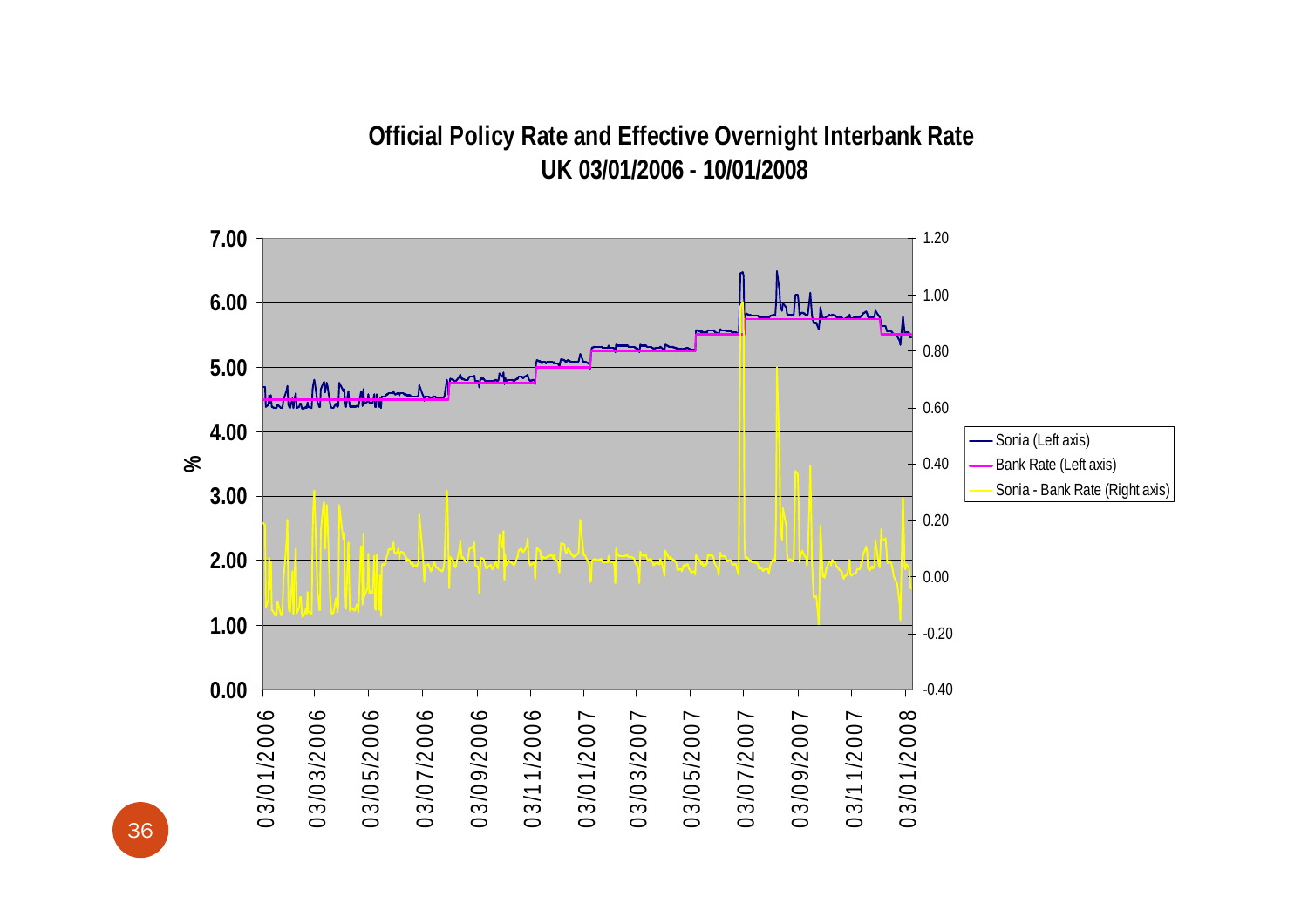## Official Policy Rate and Effective Overnight Interbank Rate
## UK 03/01/2006 - 10/01/2008

%

7.00
6.00
5.00
4.00
3.00
2.00
1.00
0.00

1.20
1.00
0.80
0.60
0.40
0.20
0.00
-0.20
-0.40

03/01/2006
03/03/2006
03/05/2006
03/07/2006
03/09/2006
03/11/2006
03/01/2007
03/03/2007
03/05/2007
03/07/2007
03/09/2007
03/11/2007
03/01/2008

Sonia (Left axis)
Bank Rate (Left axis)
Sonia - Bank Rate (Right axis)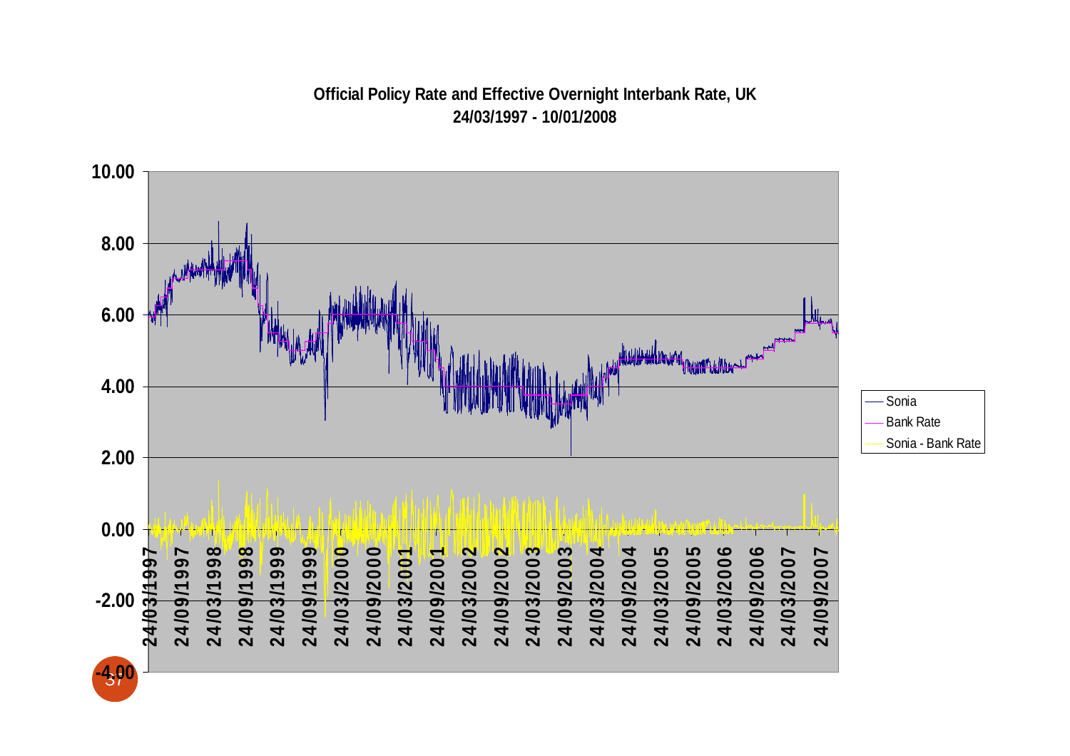## Official Policy Rate and Effective Overnight Interbank Rate, UK
## 24/03/1997 - 10/01/2008

10.00
8.00
6.00
4.00
2.00
0.00
-2.00
-4.00

24/03/1997
24/09/1997
24/03/1998
24/09/1998
24/03/1999
24/09/1999
24/03/2000
24/09/2000
24/03/2001
24/09/2001
24/03/2002
24/09/2002
24/03/2003
24/09/2003
24/03/2004
24/09/2004
24/03/2005
24/09/2005
24/03/2006
24/09/2006
24/03/2007
24/09/2007

Sonia
Bank Rate
Sonia - Bank Rate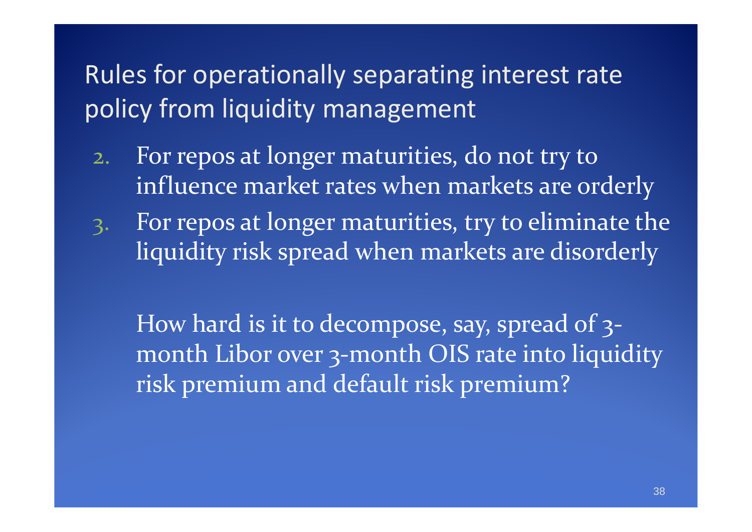# Rules for operationally separating interest rate policy from liquidity management

2. For repos at longer maturities, do not try to influence market rates when markets are orderly
3. For repos at longer maturities, try to eliminate the liquidity risk spread when markets are disorderly

How hard is it to decompose, say, spread of 3-month Libor over 3-month OIS rate into liquidity risk premium and default risk premium?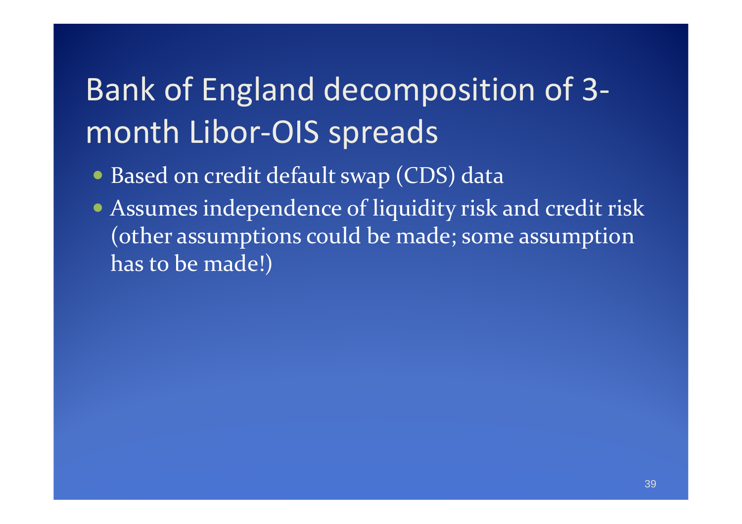# Bank of England decomposition of 3-month Libor-OIS spreads

- Based on credit default swap (CDS) data
- Assumes independence of liquidity risk and credit risk (other assumptions could be made; some assumption has to be made!)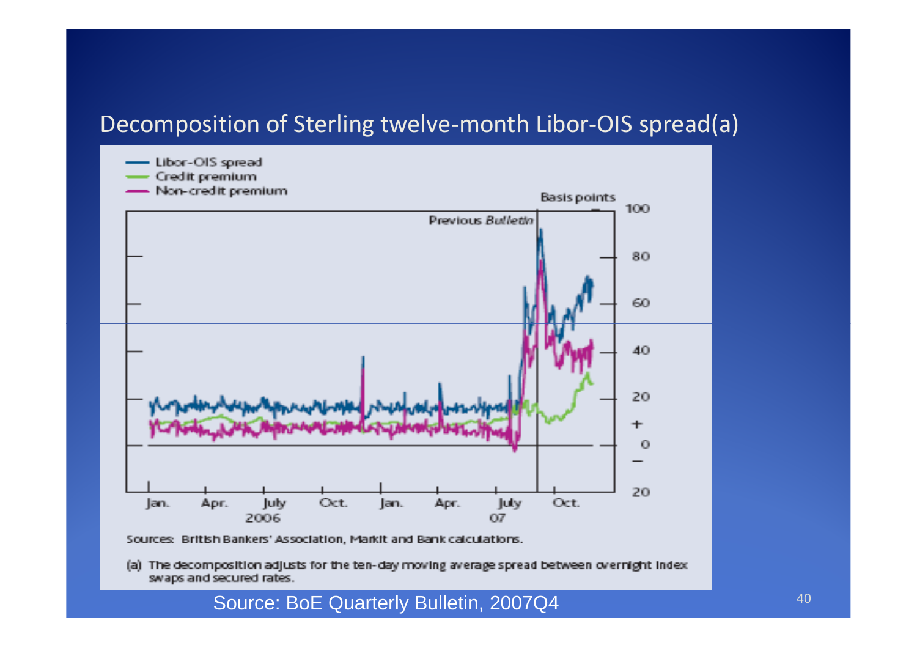## Decomposition of Sterling twelve-month Libor-OIS spread(a)

Sources: British Bankers' Association, Markit and Bank calculations.

(a) The decomposition adjusts for the ten-day moving average spread between overnight index swaps and secured rates.

Source: BoE Quarterly Bulletin, 2007Q4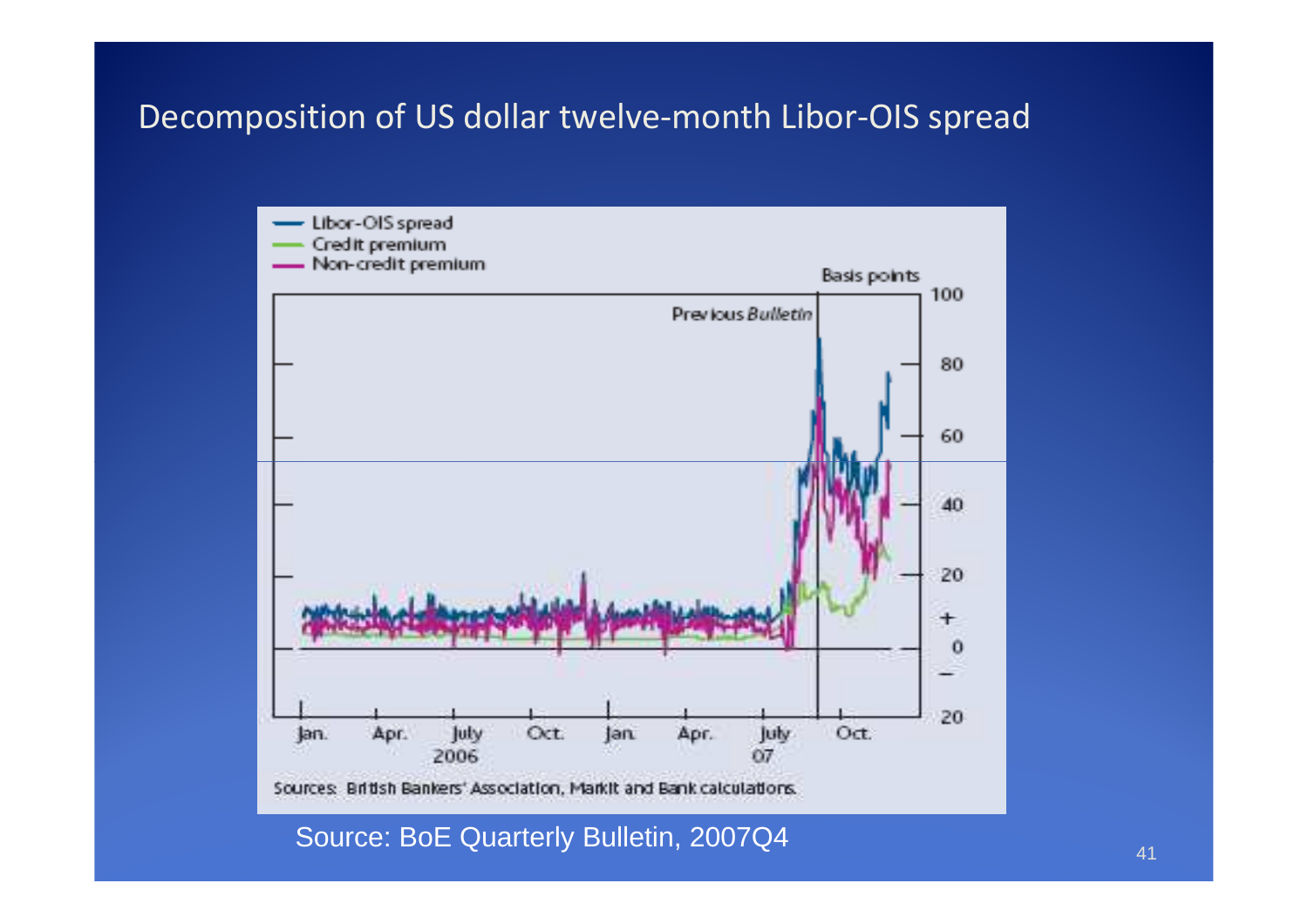# Decomposition of US dollar twelve-month Libor-OIS spread

Libor-OIS spread
Credit premium
Non-credit premium

Basis points

Previous *Bulletin*

100
80
60
40
20
+
0
−
20

Jan.
Apr.
July
2006
Oct.
Jan.
Apr.
July
07
Oct.

Sources: British Bankers' Association, Markit and Bank calculations.

Source: BoE Quarterly Bulletin, 2007Q4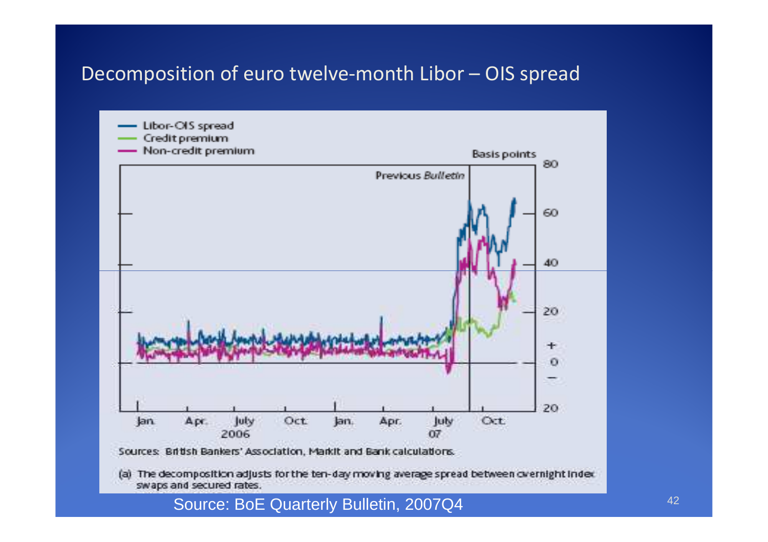# Decomposition of euro twelve-month Libor – OIS spread

Libor-OIS spread

Credit premium

Non-credit premium

Basis points

Previous *Bulletin*

80

60

40

20

+

0

−

20

Jan. Apr. July Oct. Jan. Apr. July Oct.

2006 07

Sources: British Bankers' Association, Markit and Bank calculations.

(a) The decomposition adjusts for the ten-day moving average spread between overnight index swaps and secured rates.

Source: BoE Quarterly Bulletin, 2007Q4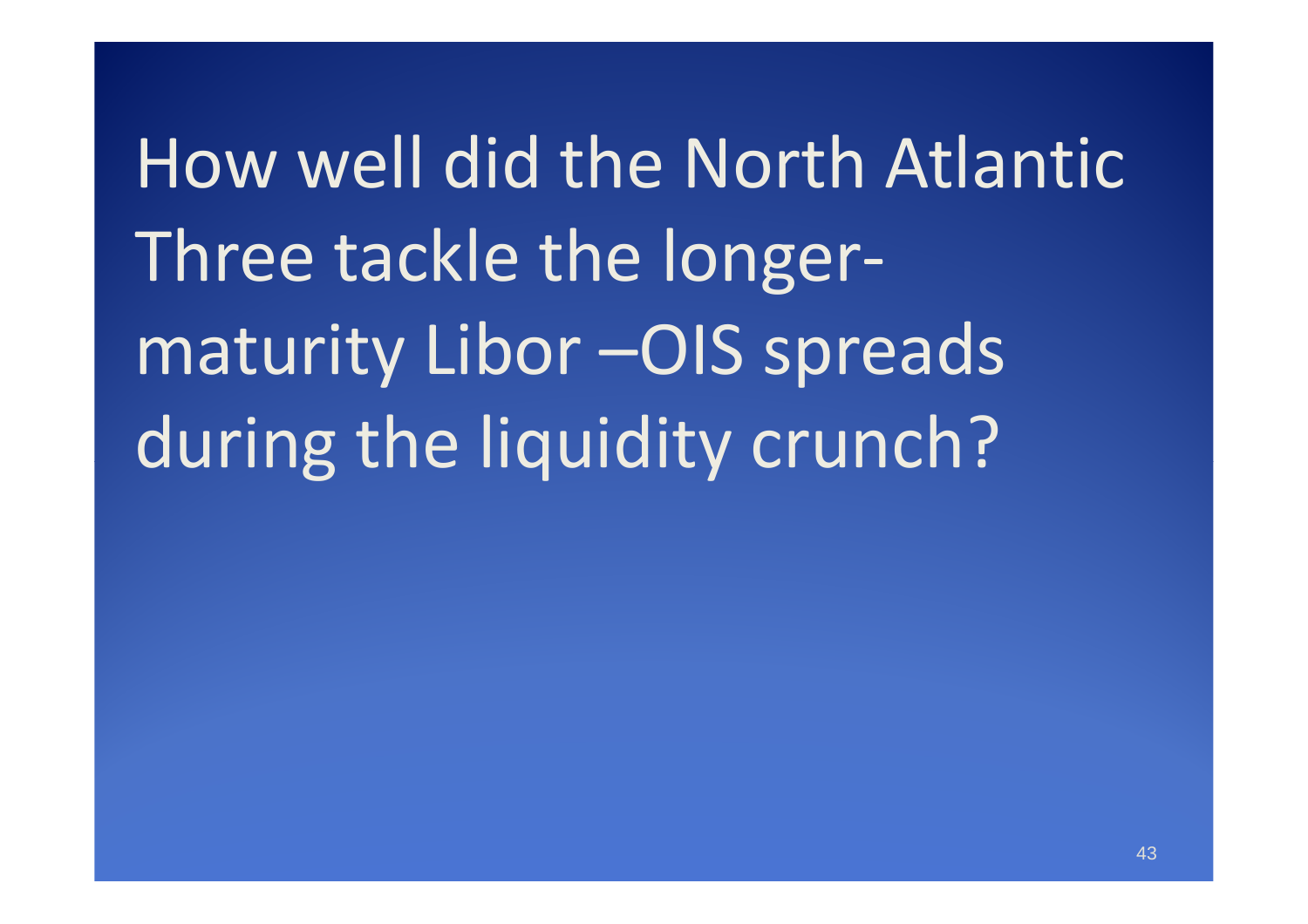# How well did the North Atlantic Three tackle the longer-maturity Libor –OIS spreads during the liquidity crunch?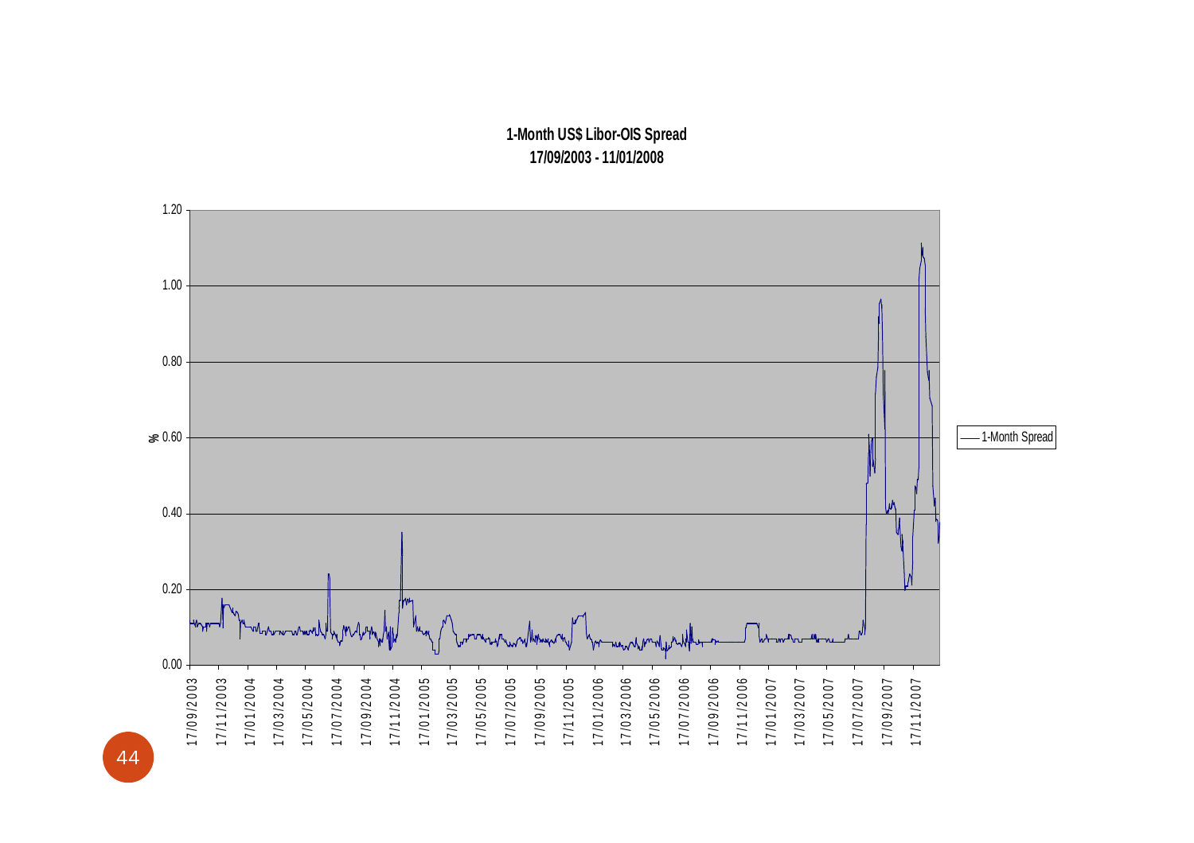**1-Month US$ Libor-OIS Spread**
**17/09/2003 - 11/01/2008**

1.20
1.00
0.80
% 0.60
0.40
0.20
0.00

17/09/2003
17/11/2003
17/01/2004
17/03/2004
17/05/2004
17/07/2004
17/09/2004
17/11/2004
17/01/2005
17/03/2005
17/05/2005
17/07/2005
17/09/2005
17/11/2005
17/01/2006
17/03/2006
17/05/2006
17/07/2006
17/09/2006
17/11/2006
17/01/2007
17/03/2007
17/05/2007
17/07/2007
17/09/2007
17/11/2007

1-Month Spread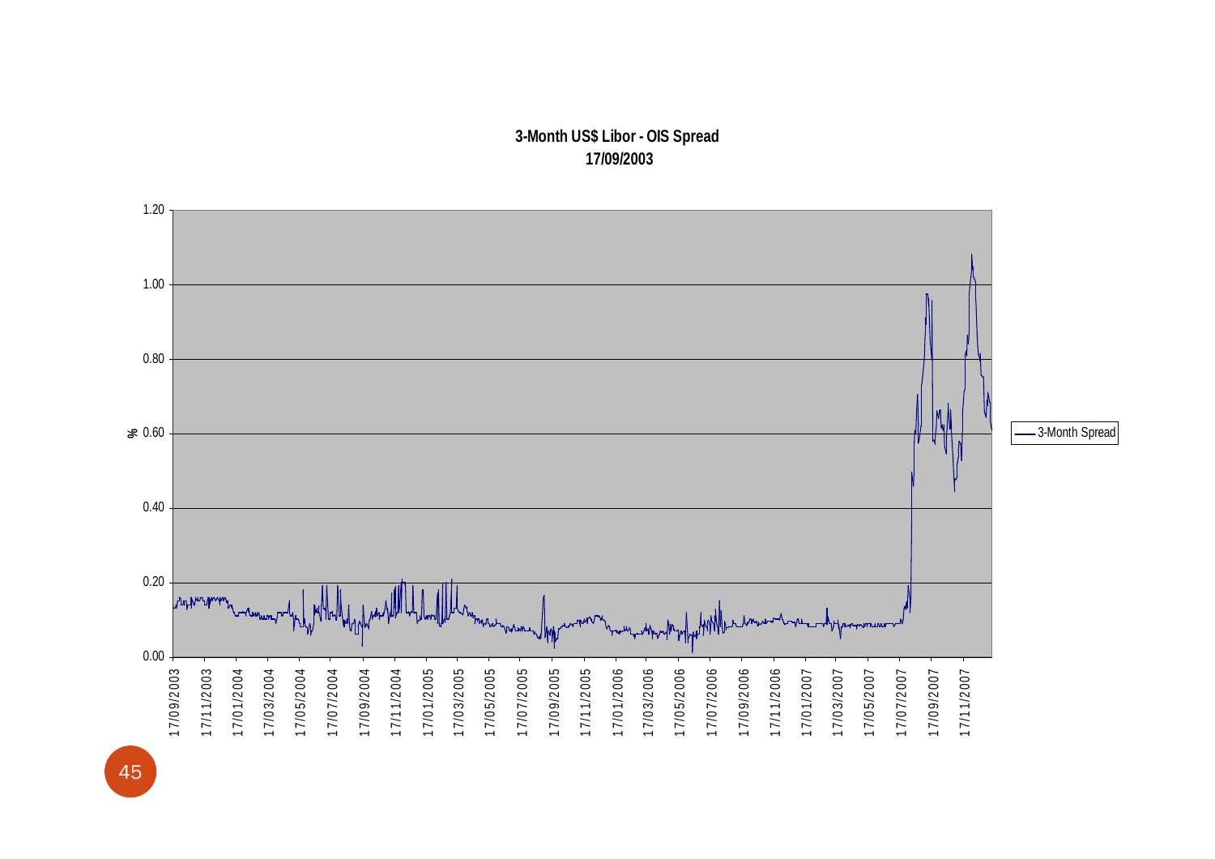**3-Month US$ Libor - OIS Spread**
**17/09/2003**

%

1.20
1.00
0.80
0.60
0.40
0.20
0.00

17/09/2003
17/11/2003
17/01/2004
17/03/2004
17/05/2004
17/07/2004
17/09/2004
17/11/2004
17/01/2005
17/03/2005
17/05/2005
17/07/2005
17/09/2005
17/11/2005
17/01/2006
17/03/2006
17/05/2006
17/07/2006
17/09/2006
17/11/2006
17/01/2007
17/03/2007
17/05/2007
17/07/2007
17/09/2007
17/11/2007

3-Month Spread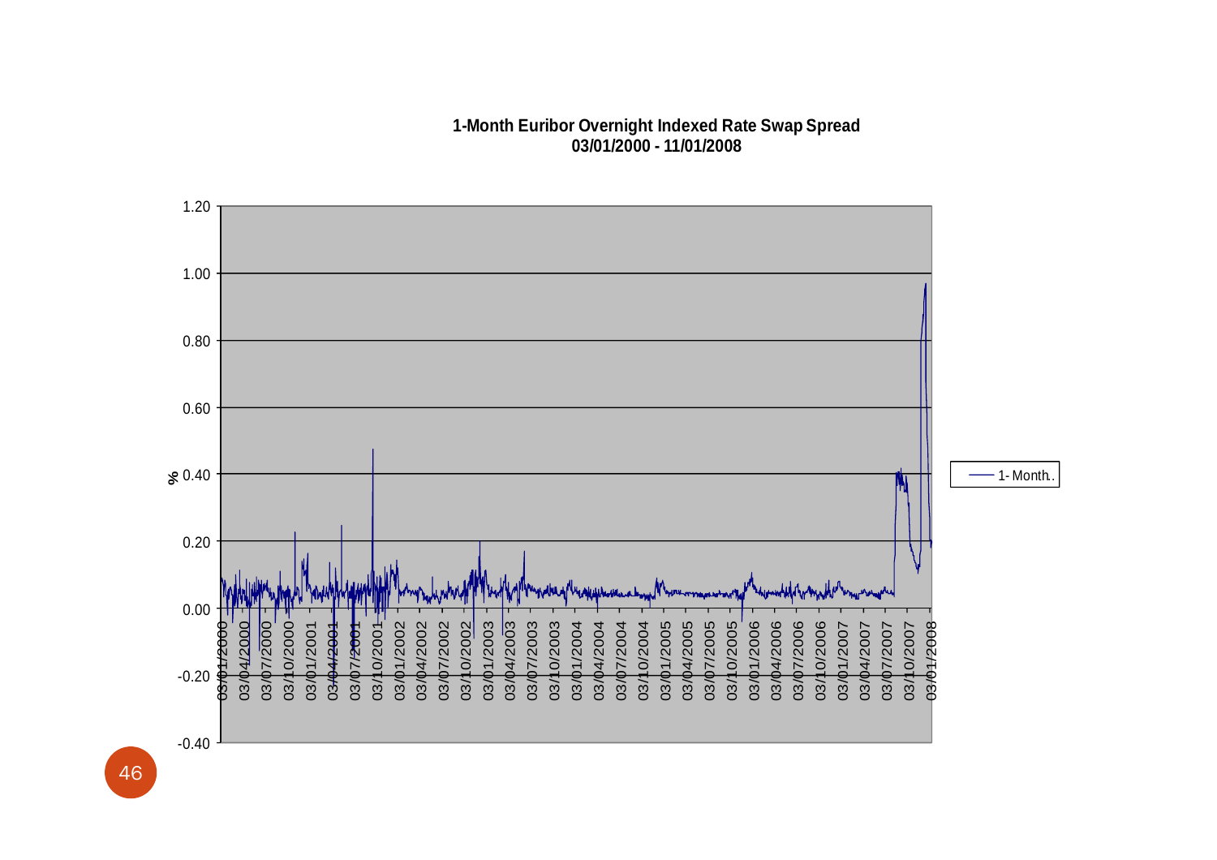**1-Month Euribor Overnight Indexed Rate Swap Spread**
**03/01/2000 - 11/01/2008**

%

1.20
1.00
0.80
0.60
0.40
0.20
0.00
-0.20
-0.40

03/01/2000
03/04/2000
03/07/2000
03/10/2000
03/01/2001
03/04/2001
03/07/2001
03/10/2001
03/01/2002
03/04/2002
03/07/2002
03/10/2002
03/01/2003
03/04/2003
03/07/2003
03/10/2003
03/01/2004
03/04/2004
03/07/2004
03/10/2004
03/01/2005
03/04/2005
03/07/2005
03/10/2005
03/01/2006
03/04/2006
03/07/2006
03/10/2006
03/01/2007
03/04/2007
03/07/2007
03/10/2007
03/01/2008

1- Month.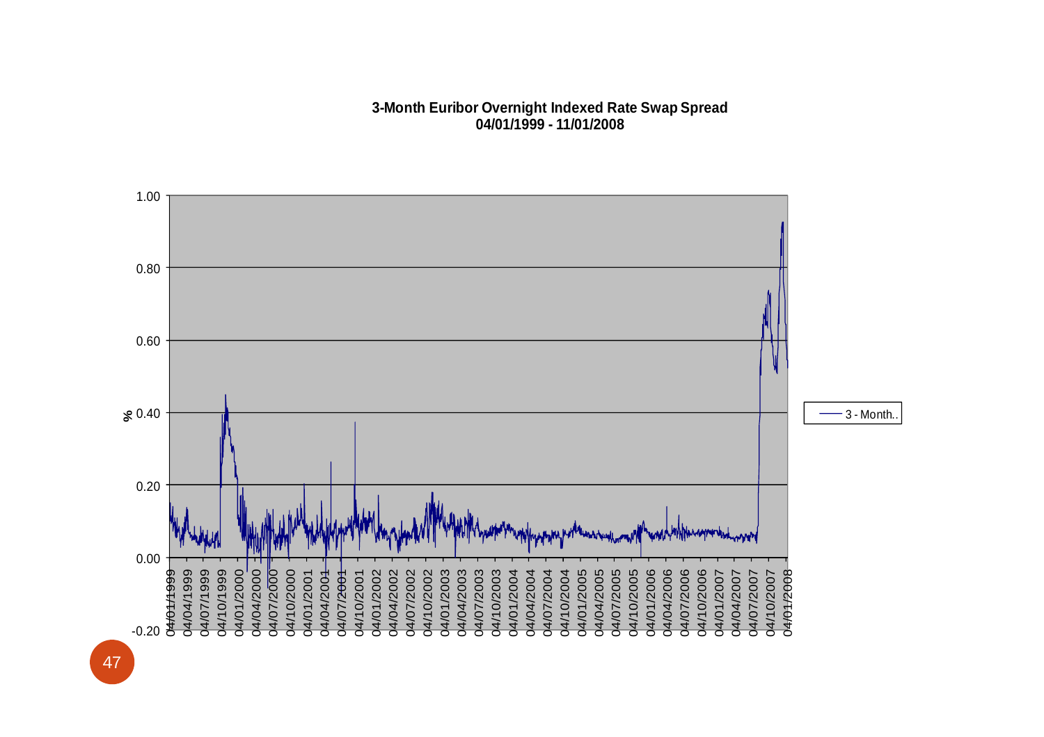**3-Month Euribor Overnight Indexed Rate Swap Spread**
**04/01/1999 - 11/01/2008**

%

1.00
0.80
0.60
0.40
0.20
0.00
-0.20

04/01/1999
04/04/1999
04/07/1999
04/10/1999
04/01/2000
04/04/2000
04/07/2000
04/10/2000
04/01/2001
04/04/2001
04/07/2001
04/10/2001
04/01/2002
04/04/2002
04/07/2002
04/10/2002
04/01/2003
04/04/2003
04/07/2003
04/10/2003
04/01/2004
04/04/2004
04/07/2004
04/10/2004
04/01/2005
04/04/2005
04/07/2005
04/10/2005
04/01/2006
04/04/2006
04/07/2006
04/10/2006
04/01/2007
04/04/2007
04/07/2007
04/10/2007
04/01/2008

3 - Month..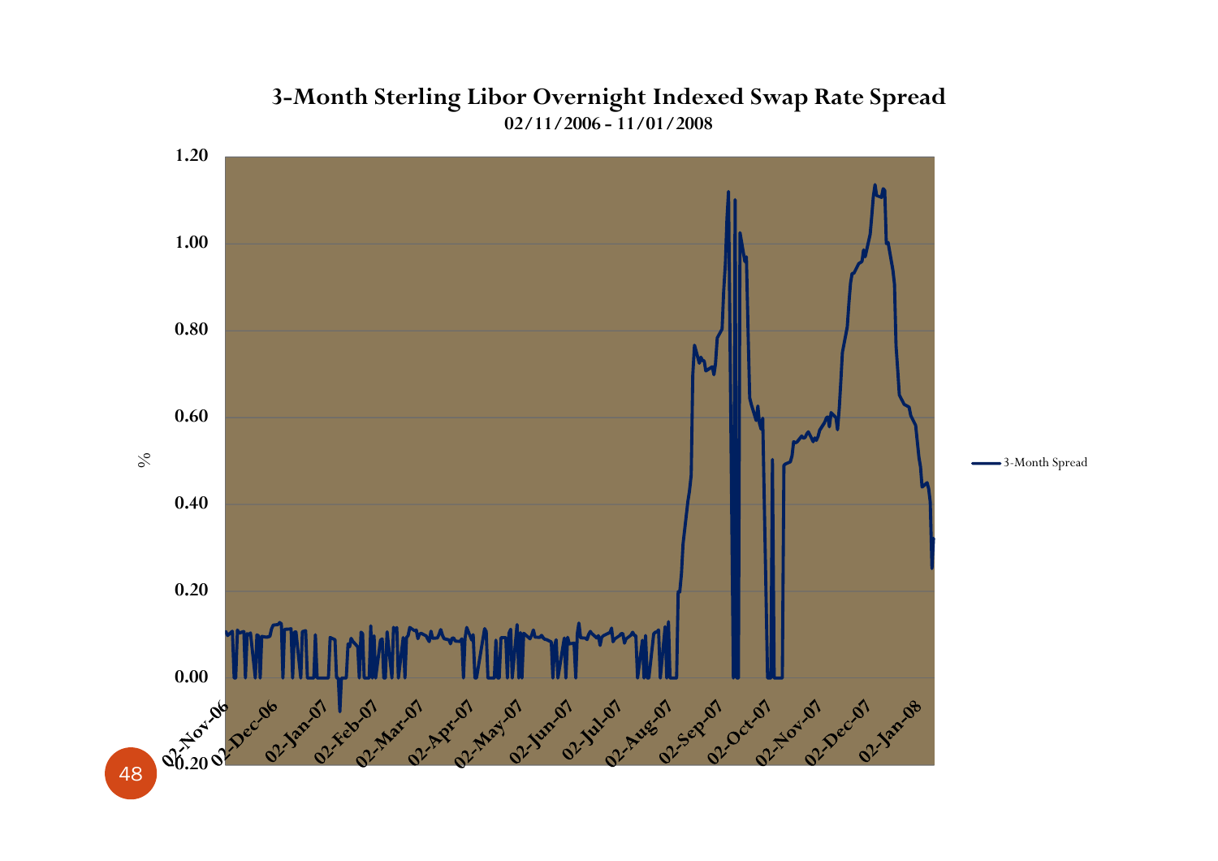# 3-Month Sterling Libor Overnight Indexed Swap Rate Spread

**02/11/2006 - 11/01/2008**

%

1.20
1.00
0.80
0.60
0.40
0.20
0.00
-0.20

02-Nov-06
02-Dec-06
02-Jan-07
02-Feb-07
02-Mar-07
02-Apr-07
02-May-07
02-Jun-07
02-Jul-07
02-Aug-07
02-Sep-07
02-Oct-07
02-Nov-07
02-Dec-07
02-Jan-08

3-Month Spread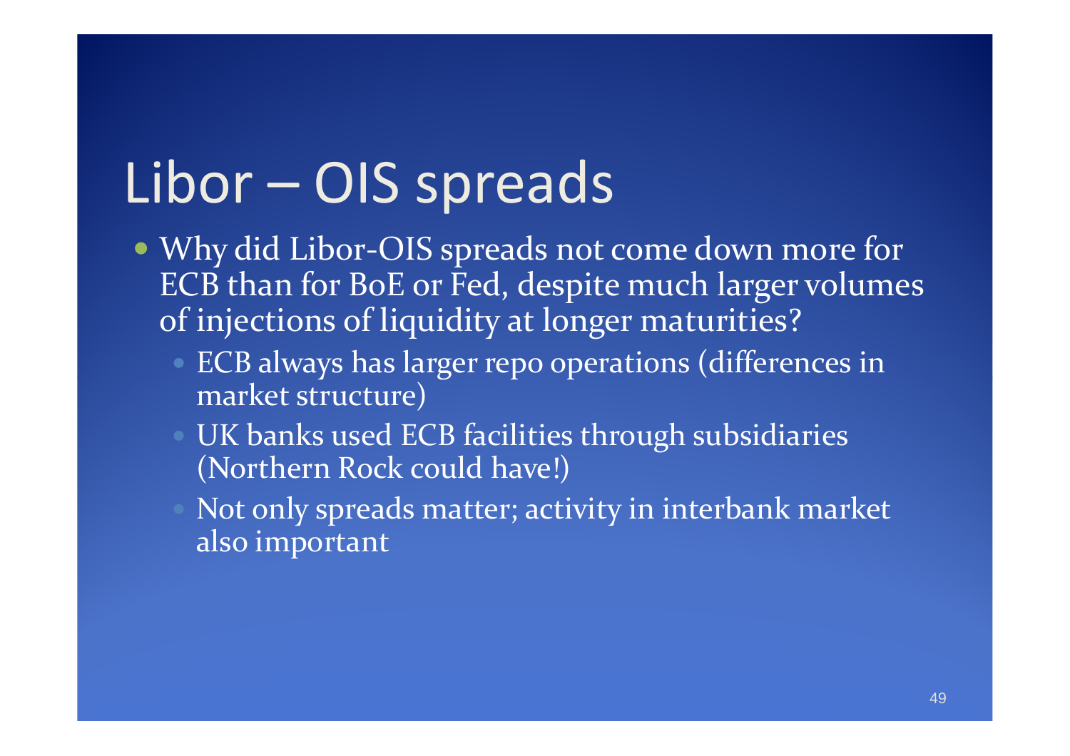# Libor – OIS spreads

- Why did Libor-OIS spreads not come down more for ECB than for BoE or Fed, despite much larger volumes of injections of liquidity at longer maturities?
  - ECB always has larger repo operations (differences in market structure)
  - UK banks used ECB facilities through subsidiaries (Northern Rock could have!)
  - Not only spreads matter; activity in interbank market also important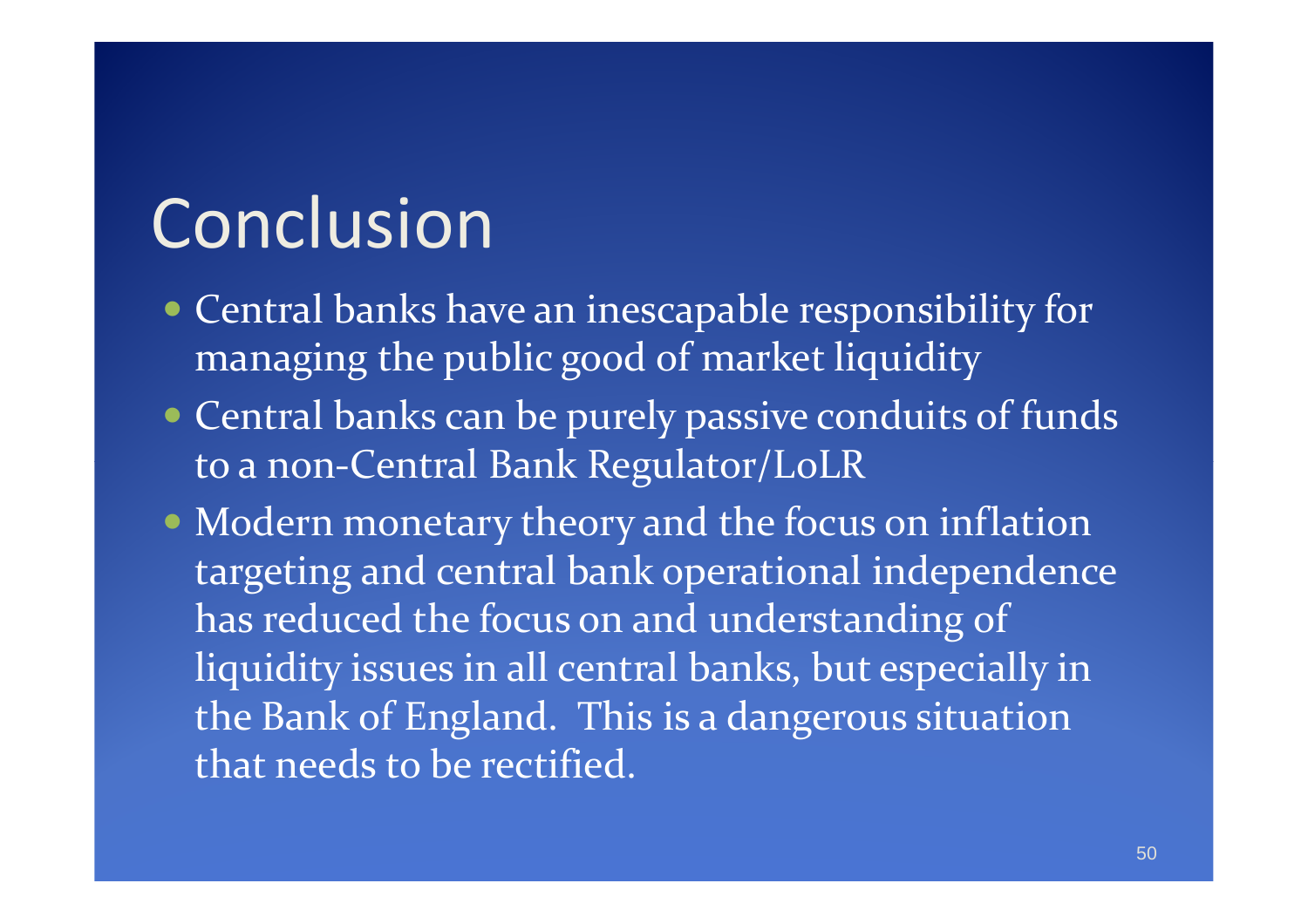# Conclusion

- Central banks have an inescapable responsibility for managing the public good of market liquidity
- Central banks can be purely passive conduits of funds to a non-Central Bank Regulator/LoLR
- Modern monetary theory and the focus on inflation targeting and central bank operational independence has reduced the focus on and understanding of liquidity issues in all central banks, but especially in the Bank of England. This is a dangerous situation that needs to be rectified.